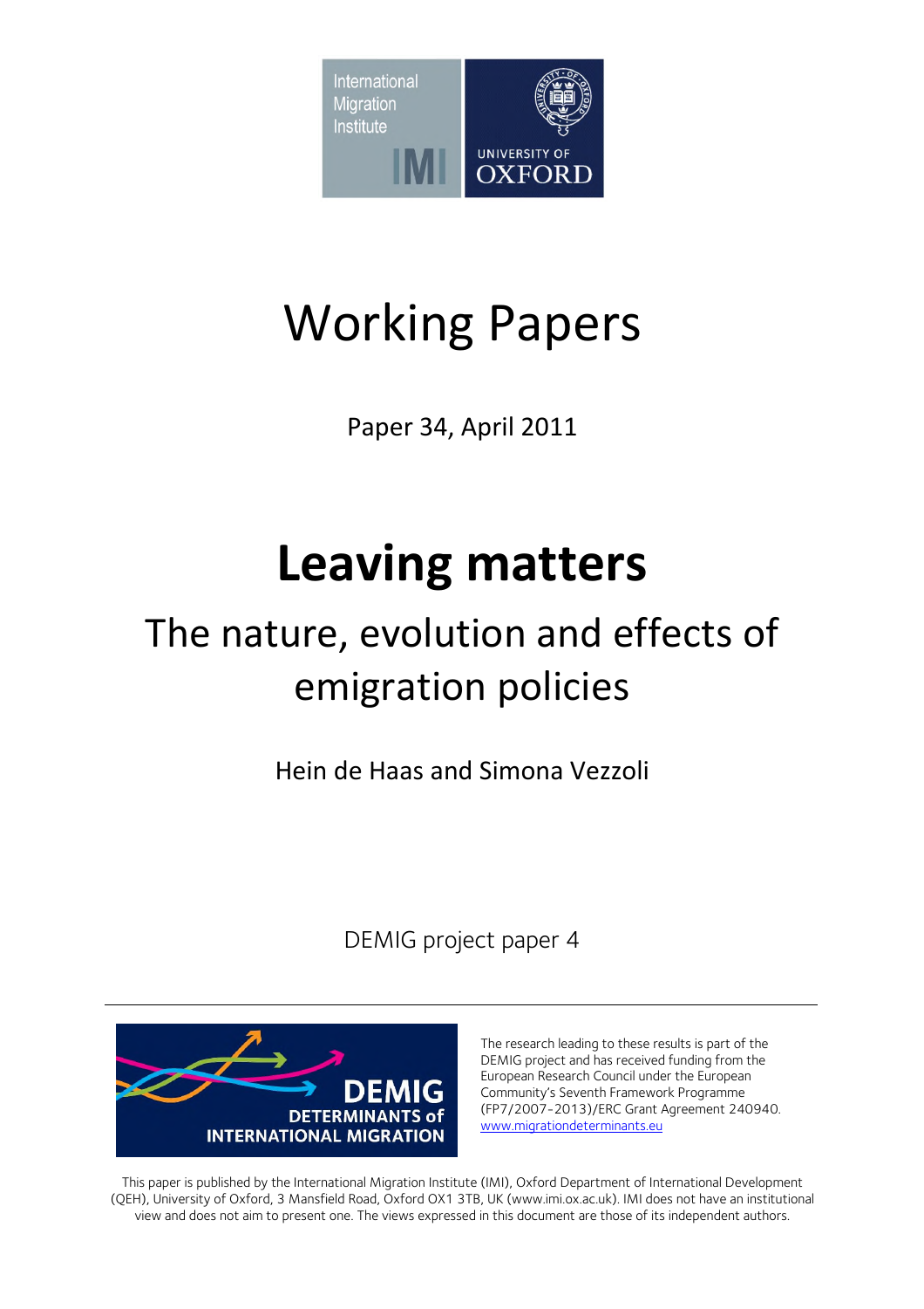International Migration Institute

UNIVERSITY OF OXFORD

# Working Papers

Paper 34, April 2011

# Leaving matters

## The nature, evolution and effects of emigration policies

Hein de Haas and Simona Vezzoli

DEMIG project paper 4

---

DEMIG
DETERMINANTS of INTERNATIONAL MIGRATION

The research leading to these results is part of the DEMIG project and has received funding from the European Research Council under the European Community's Seventh Framework Programme (FP7/2007-2013)/ERC Grant Agreement 240940. www.migrationdeterminants.eu

This paper is published by the International Migration Institute (IMI), Oxford Department of International Development (QEH), University of Oxford, 3 Mansfield Road, Oxford OX1 3TB, UK (www.imi.ox.ac.uk). IMI does not have an institutional view and does not aim to present one. The views expressed in this document are those of its independent authors.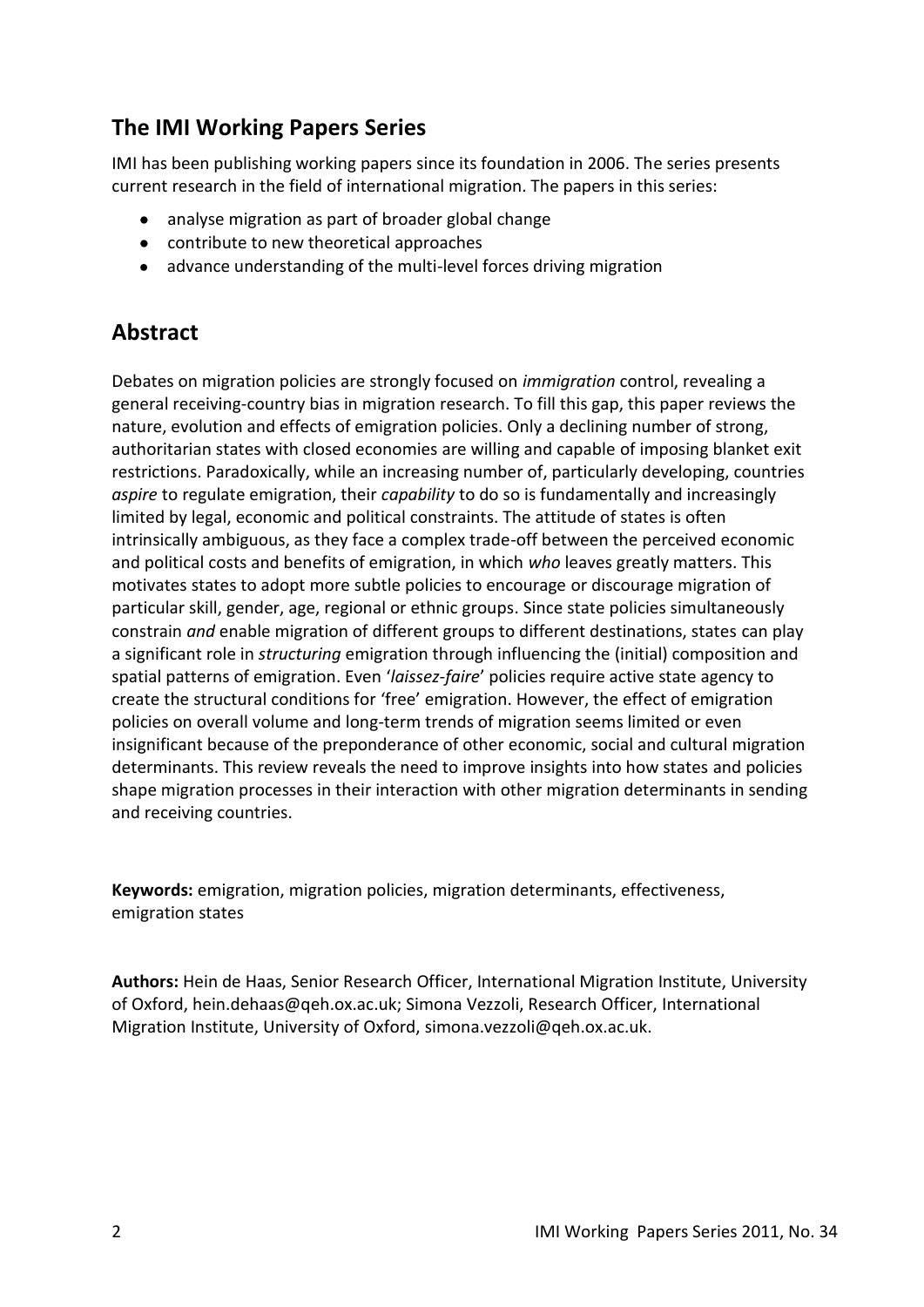## The IMI Working Papers Series

IMI has been publishing working papers since its foundation in 2006. The series presents current research in the field of international migration. The papers in this series:

- analyse migration as part of broader global change
- contribute to new theoretical approaches
- advance understanding of the multi-level forces driving migration

## Abstract

Debates on migration policies are strongly focused on *immigration* control, revealing a general receiving-country bias in migration research. To fill this gap, this paper reviews the nature, evolution and effects of emigration policies. Only a declining number of strong, authoritarian states with closed economies are willing and capable of imposing blanket exit restrictions. Paradoxically, while an increasing number of, particularly developing, countries *aspire* to regulate emigration, their *capability* to do so is fundamentally and increasingly limited by legal, economic and political constraints. The attitude of states is often intrinsically ambiguous, as they face a complex trade-off between the perceived economic and political costs and benefits of emigration, in which *who* leaves greatly matters. This motivates states to adopt more subtle policies to encourage or discourage migration of particular skill, gender, age, regional or ethnic groups. Since state policies simultaneously constrain *and* enable migration of different groups to different destinations, states can play a significant role in *structuring* emigration through influencing the (initial) composition and spatial patterns of emigration. Even '*laissez-faire*' policies require active state agency to create the structural conditions for 'free' emigration. However, the effect of emigration policies on overall volume and long-term trends of migration seems limited or even insignificant because of the preponderance of other economic, social and cultural migration determinants. This review reveals the need to improve insights into how states and policies shape migration processes in their interaction with other migration determinants in sending and receiving countries.

**Keywords:** emigration, migration policies, migration determinants, effectiveness, emigration states

**Authors:** Hein de Haas, Senior Research Officer, International Migration Institute, University of Oxford, hein.dehaas@qeh.ox.ac.uk; Simona Vezzoli, Research Officer, International Migration Institute, University of Oxford, simona.vezzoli@qeh.ox.ac.uk.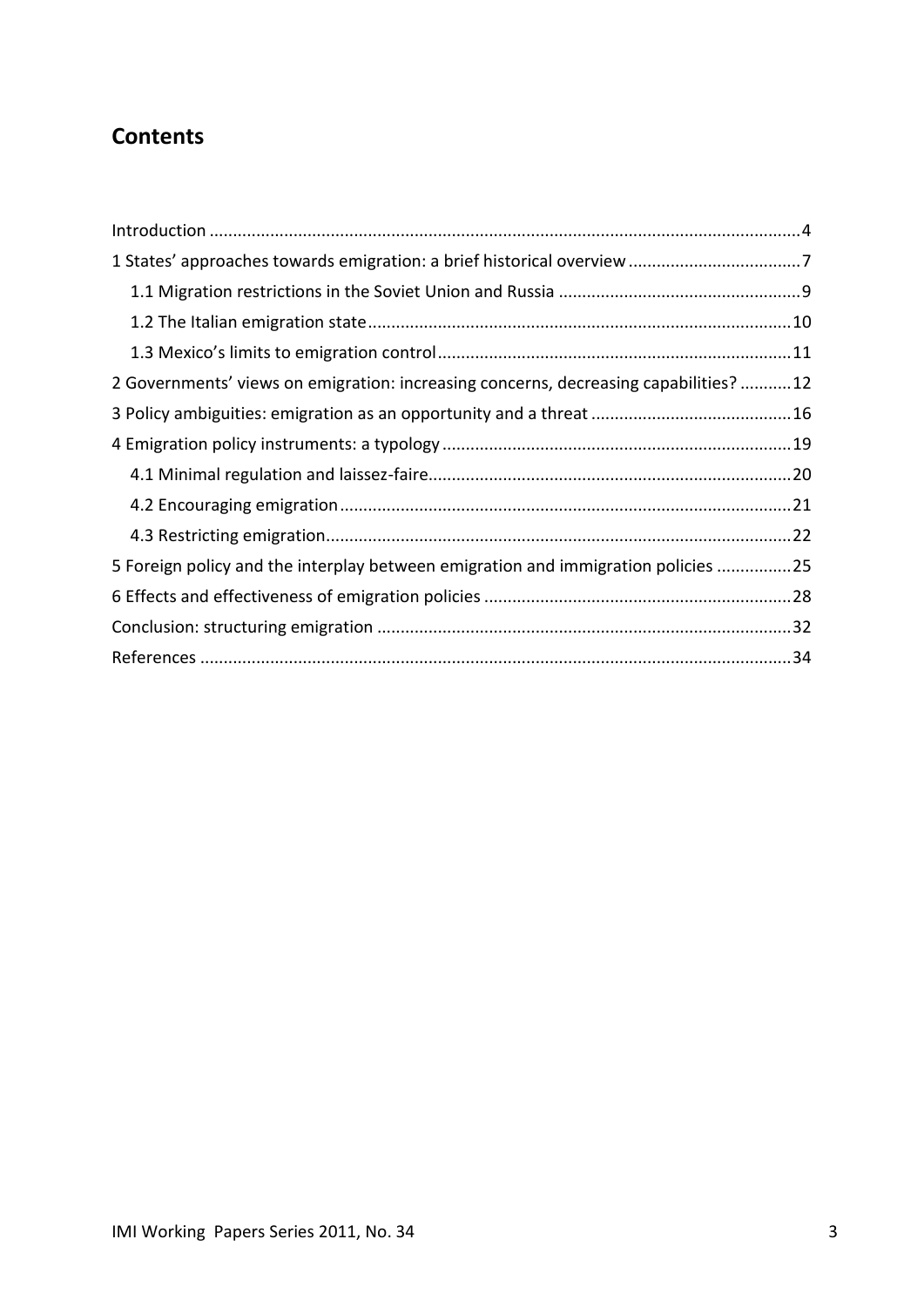## Contents

Introduction .......... 4

1 States' approaches towards emigration: a brief historical overview .......... 7

- 1.1 Migration restrictions in the Soviet Union and Russia .......... 9
- 1.2 The Italian emigration state .......... 10
- 1.3 Mexico's limits to emigration control .......... 11

2 Governments' views on emigration: increasing concerns, decreasing capabilities? .......... 12

3 Policy ambiguities: emigration as an opportunity and a threat .......... 16

4 Emigration policy instruments: a typology .......... 19

- 4.1 Minimal regulation and laissez-faire .......... 20
- 4.2 Encouraging emigration .......... 21
- 4.3 Restricting emigration .......... 22

5 Foreign policy and the interplay between emigration and immigration policies .......... 25

6 Effects and effectiveness of emigration policies .......... 28

Conclusion: structuring emigration .......... 32

References .......... 34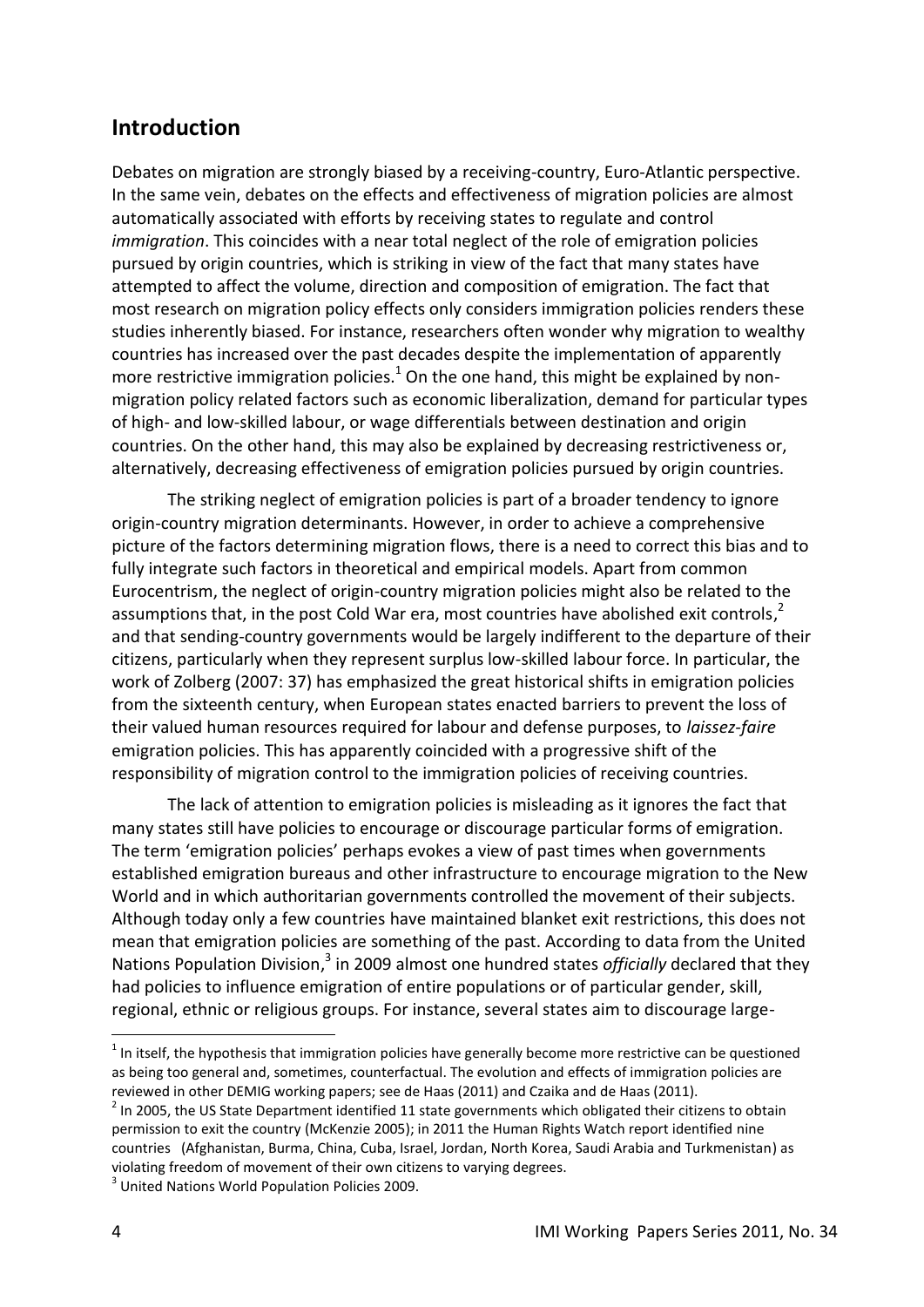## Introduction

Debates on migration are strongly biased by a receiving-country, Euro-Atlantic perspective. In the same vein, debates on the effects and effectiveness of migration policies are almost automatically associated with efforts by receiving states to regulate and control *immigration*. This coincides with a near total neglect of the role of emigration policies pursued by origin countries, which is striking in view of the fact that many states have attempted to affect the volume, direction and composition of emigration. The fact that most research on migration policy effects only considers immigration policies renders these studies inherently biased. For instance, researchers often wonder why migration to wealthy countries has increased over the past decades despite the implementation of apparently more restrictive immigration policies.[1] On the one hand, this might be explained by non-migration policy related factors such as economic liberalization, demand for particular types of high- and low-skilled labour, or wage differentials between destination and origin countries. On the other hand, this may also be explained by decreasing restrictiveness or, alternatively, decreasing effectiveness of emigration policies pursued by origin countries.

The striking neglect of emigration policies is part of a broader tendency to ignore origin-country migration determinants. However, in order to achieve a comprehensive picture of the factors determining migration flows, there is a need to correct this bias and to fully integrate such factors in theoretical and empirical models. Apart from common Eurocentrism, the neglect of origin-country migration policies might also be related to the assumptions that, in the post Cold War era, most countries have abolished exit controls,[2] and that sending-country governments would be largely indifferent to the departure of their citizens, particularly when they represent surplus low-skilled labour force. In particular, the work of Zolberg (2007: 37) has emphasized the great historical shifts in emigration policies from the sixteenth century, when European states enacted barriers to prevent the loss of their valued human resources required for labour and defense purposes, to *laissez-faire* emigration policies. This has apparently coincided with a progressive shift of the responsibility of migration control to the immigration policies of receiving countries.

The lack of attention to emigration policies is misleading as it ignores the fact that many states still have policies to encourage or discourage particular forms of emigration. The term 'emigration policies' perhaps evokes a view of past times when governments established emigration bureaus and other infrastructure to encourage migration to the New World and in which authoritarian governments controlled the movement of their subjects. Although today only a few countries have maintained blanket exit restrictions, this does not mean that emigration policies are something of the past. According to data from the United Nations Population Division,[3] in 2009 almost one hundred states *officially* declared that they had policies to influence emigration of entire populations or of particular gender, skill, regional, ethnic or religious groups. For instance, several states aim to discourage large-

---

[1] In itself, the hypothesis that immigration policies have generally become more restrictive can be questioned as being too general and, sometimes, counterfactual. The evolution and effects of immigration policies are reviewed in other DEMIG working papers; see de Haas (2011) and Czaika and de Haas (2011).

[2] In 2005, the US State Department identified 11 state governments which obligated their citizens to obtain permission to exit the country (McKenzie 2005); in 2011 the Human Rights Watch report identified nine countries (Afghanistan, Burma, China, Cuba, Israel, Jordan, North Korea, Saudi Arabia and Turkmenistan) as violating freedom of movement of their own citizens to varying degrees.

[3] United Nations World Population Policies 2009.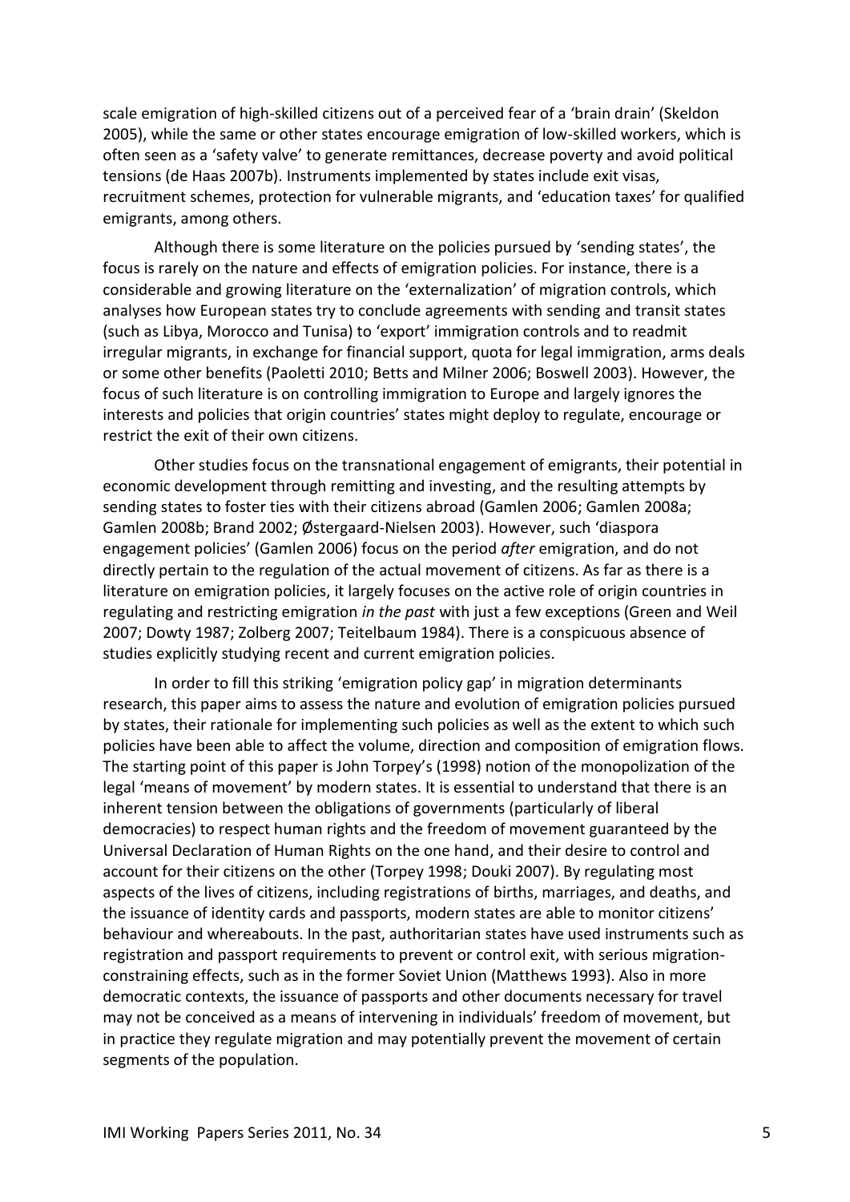scale emigration of high-skilled citizens out of a perceived fear of a 'brain drain' (Skeldon 2005), while the same or other states encourage emigration of low-skilled workers, which is often seen as a 'safety valve' to generate remittances, decrease poverty and avoid political tensions (de Haas 2007b). Instruments implemented by states include exit visas, recruitment schemes, protection for vulnerable migrants, and 'education taxes' for qualified emigrants, among others.

Although there is some literature on the policies pursued by 'sending states', the focus is rarely on the nature and effects of emigration policies. For instance, there is a considerable and growing literature on the 'externalization' of migration controls, which analyses how European states try to conclude agreements with sending and transit states (such as Libya, Morocco and Tunisa) to 'export' immigration controls and to readmit irregular migrants, in exchange for financial support, quota for legal immigration, arms deals or some other benefits (Paoletti 2010; Betts and Milner 2006; Boswell 2003). However, the focus of such literature is on controlling immigration to Europe and largely ignores the interests and policies that origin countries' states might deploy to regulate, encourage or restrict the exit of their own citizens.

Other studies focus on the transnational engagement of emigrants, their potential in economic development through remitting and investing, and the resulting attempts by sending states to foster ties with their citizens abroad (Gamlen 2006; Gamlen 2008a; Gamlen 2008b; Brand 2002; Østergaard-Nielsen 2003). However, such 'diaspora engagement policies' (Gamlen 2006) focus on the period *after* emigration, and do not directly pertain to the regulation of the actual movement of citizens. As far as there is a literature on emigration policies, it largely focuses on the active role of origin countries in regulating and restricting emigration *in the past* with just a few exceptions (Green and Weil 2007; Dowty 1987; Zolberg 2007; Teitelbaum 1984). There is a conspicuous absence of studies explicitly studying recent and current emigration policies.

In order to fill this striking 'emigration policy gap' in migration determinants research, this paper aims to assess the nature and evolution of emigration policies pursued by states, their rationale for implementing such policies as well as the extent to which such policies have been able to affect the volume, direction and composition of emigration flows. The starting point of this paper is John Torpey's (1998) notion of the monopolization of the legal 'means of movement' by modern states. It is essential to understand that there is an inherent tension between the obligations of governments (particularly of liberal democracies) to respect human rights and the freedom of movement guaranteed by the Universal Declaration of Human Rights on the one hand, and their desire to control and account for their citizens on the other (Torpey 1998; Douki 2007). By regulating most aspects of the lives of citizens, including registrations of births, marriages, and deaths, and the issuance of identity cards and passports, modern states are able to monitor citizens' behaviour and whereabouts. In the past, authoritarian states have used instruments such as registration and passport requirements to prevent or control exit, with serious migration-constraining effects, such as in the former Soviet Union (Matthews 1993). Also in more democratic contexts, the issuance of passports and other documents necessary for travel may not be conceived as a means of intervening in individuals' freedom of movement, but in practice they regulate migration and may potentially prevent the movement of certain segments of the population.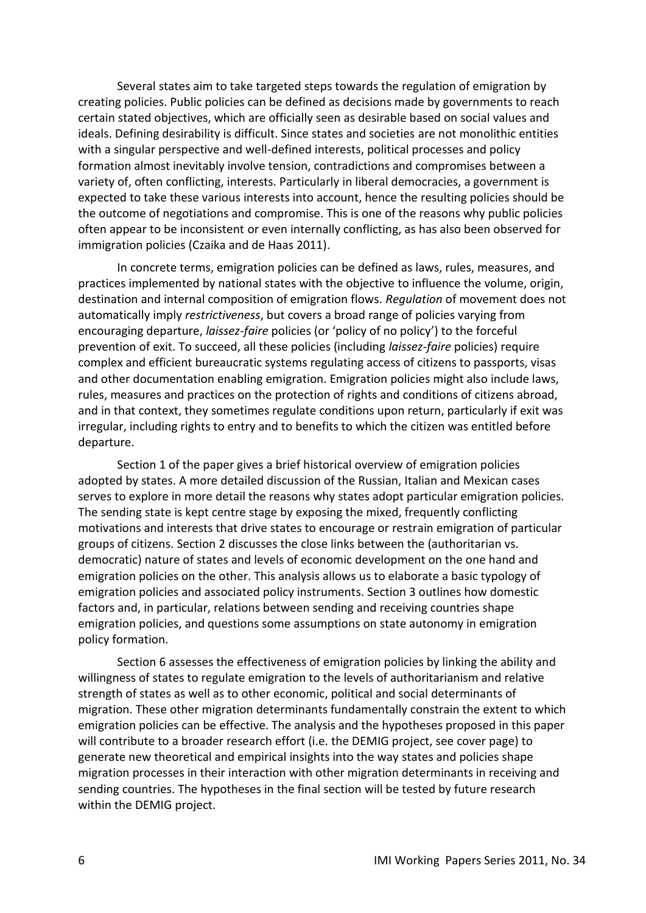Several states aim to take targeted steps towards the regulation of emigration by creating policies. Public policies can be defined as decisions made by governments to reach certain stated objectives, which are officially seen as desirable based on social values and ideals. Defining desirability is difficult. Since states and societies are not monolithic entities with a singular perspective and well-defined interests, political processes and policy formation almost inevitably involve tension, contradictions and compromises between a variety of, often conflicting, interests. Particularly in liberal democracies, a government is expected to take these various interests into account, hence the resulting policies should be the outcome of negotiations and compromise. This is one of the reasons why public policies often appear to be inconsistent or even internally conflicting, as has also been observed for immigration policies (Czaika and de Haas 2011).

In concrete terms, emigration policies can be defined as laws, rules, measures, and practices implemented by national states with the objective to influence the volume, origin, destination and internal composition of emigration flows. *Regulation* of movement does not automatically imply *restrictiveness*, but covers a broad range of policies varying from encouraging departure, *laissez-faire* policies (or 'policy of no policy') to the forceful prevention of exit. To succeed, all these policies (including *laissez-faire* policies) require complex and efficient bureaucratic systems regulating access of citizens to passports, visas and other documentation enabling emigration. Emigration policies might also include laws, rules, measures and practices on the protection of rights and conditions of citizens abroad, and in that context, they sometimes regulate conditions upon return, particularly if exit was irregular, including rights to entry and to benefits to which the citizen was entitled before departure.

Section 1 of the paper gives a brief historical overview of emigration policies adopted by states. A more detailed discussion of the Russian, Italian and Mexican cases serves to explore in more detail the reasons why states adopt particular emigration policies. The sending state is kept centre stage by exposing the mixed, frequently conflicting motivations and interests that drive states to encourage or restrain emigration of particular groups of citizens. Section 2 discusses the close links between the (authoritarian vs. democratic) nature of states and levels of economic development on the one hand and emigration policies on the other. This analysis allows us to elaborate a basic typology of emigration policies and associated policy instruments. Section 3 outlines how domestic factors and, in particular, relations between sending and receiving countries shape emigration policies, and questions some assumptions on state autonomy in emigration policy formation.

Section 6 assesses the effectiveness of emigration policies by linking the ability and willingness of states to regulate emigration to the levels of authoritarianism and relative strength of states as well as to other economic, political and social determinants of migration. These other migration determinants fundamentally constrain the extent to which emigration policies can be effective. The analysis and the hypotheses proposed in this paper will contribute to a broader research effort (i.e. the DEMIG project, see cover page) to generate new theoretical and empirical insights into the way states and policies shape migration processes in their interaction with other migration determinants in receiving and sending countries. The hypotheses in the final section will be tested by future research within the DEMIG project.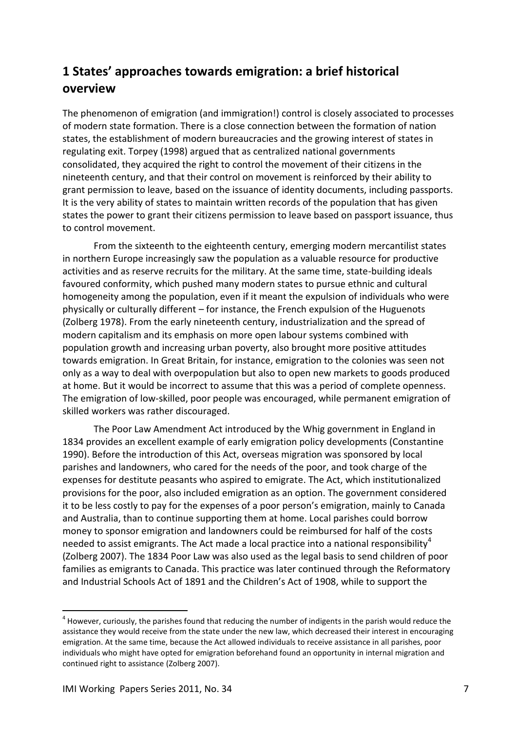## 1 States' approaches towards emigration: a brief historical overview

The phenomenon of emigration (and immigration!) control is closely associated to processes of modern state formation. There is a close connection between the formation of nation states, the establishment of modern bureaucracies and the growing interest of states in regulating exit. Torpey (1998) argued that as centralized national governments consolidated, they acquired the right to control the movement of their citizens in the nineteenth century, and that their control on movement is reinforced by their ability to grant permission to leave, based on the issuance of identity documents, including passports. It is the very ability of states to maintain written records of the population that has given states the power to grant their citizens permission to leave based on passport issuance, thus to control movement.

From the sixteenth to the eighteenth century, emerging modern mercantilist states in northern Europe increasingly saw the population as a valuable resource for productive activities and as reserve recruits for the military. At the same time, state-building ideals favoured conformity, which pushed many modern states to pursue ethnic and cultural homogeneity among the population, even if it meant the expulsion of individuals who were physically or culturally different – for instance, the French expulsion of the Huguenots (Zolberg 1978). From the early nineteenth century, industrialization and the spread of modern capitalism and its emphasis on more open labour systems combined with population growth and increasing urban poverty, also brought more positive attitudes towards emigration. In Great Britain, for instance, emigration to the colonies was seen not only as a way to deal with overpopulation but also to open new markets to goods produced at home. But it would be incorrect to assume that this was a period of complete openness. The emigration of low-skilled, poor people was encouraged, while permanent emigration of skilled workers was rather discouraged.

The Poor Law Amendment Act introduced by the Whig government in England in 1834 provides an excellent example of early emigration policy developments (Constantine 1990). Before the introduction of this Act, overseas migration was sponsored by local parishes and landowners, who cared for the needs of the poor, and took charge of the expenses for destitute peasants who aspired to emigrate. The Act, which institutionalized provisions for the poor, also included emigration as an option. The government considered it to be less costly to pay for the expenses of a poor person's emigration, mainly to Canada and Australia, than to continue supporting them at home. Local parishes could borrow money to sponsor emigration and landowners could be reimbursed for half of the costs needed to assist emigrants. The Act made a local practice into a national responsibility[4] (Zolberg 2007). The 1834 Poor Law was also used as the legal basis to send children of poor families as emigrants to Canada. This practice was later continued through the Reformatory and Industrial Schools Act of 1891 and the Children's Act of 1908, while to support the

[4] However, curiously, the parishes found that reducing the number of indigents in the parish would reduce the assistance they would receive from the state under the new law, which decreased their interest in encouraging emigration. At the same time, because the Act allowed individuals to receive assistance in all parishes, poor individuals who might have opted for emigration beforehand found an opportunity in internal migration and continued right to assistance (Zolberg 2007).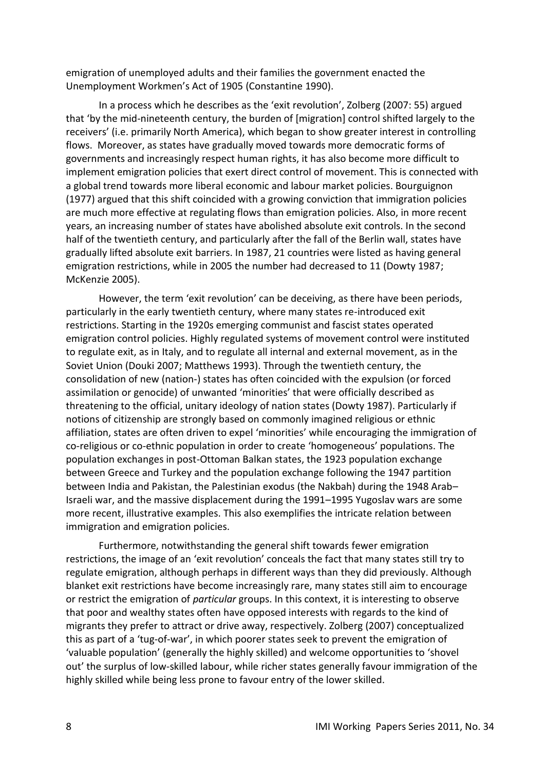emigration of unemployed adults and their families the government enacted the Unemployment Workmen's Act of 1905 (Constantine 1990).

In a process which he describes as the 'exit revolution', Zolberg (2007: 55) argued that 'by the mid-nineteenth century, the burden of [migration] control shifted largely to the receivers' (i.e. primarily North America), which began to show greater interest in controlling flows. Moreover, as states have gradually moved towards more democratic forms of governments and increasingly respect human rights, it has also become more difficult to implement emigration policies that exert direct control of movement. This is connected with a global trend towards more liberal economic and labour market policies. Bourguignon (1977) argued that this shift coincided with a growing conviction that immigration policies are much more effective at regulating flows than emigration policies. Also, in more recent years, an increasing number of states have abolished absolute exit controls. In the second half of the twentieth century, and particularly after the fall of the Berlin wall, states have gradually lifted absolute exit barriers. In 1987, 21 countries were listed as having general emigration restrictions, while in 2005 the number had decreased to 11 (Dowty 1987; McKenzie 2005).

However, the term 'exit revolution' can be deceiving, as there have been periods, particularly in the early twentieth century, where many states re-introduced exit restrictions. Starting in the 1920s emerging communist and fascist states operated emigration control policies. Highly regulated systems of movement control were instituted to regulate exit, as in Italy, and to regulate all internal and external movement, as in the Soviet Union (Douki 2007; Matthews 1993). Through the twentieth century, the consolidation of new (nation-) states has often coincided with the expulsion (or forced assimilation or genocide) of unwanted 'minorities' that were officially described as threatening to the official, unitary ideology of nation states (Dowty 1987). Particularly if notions of citizenship are strongly based on commonly imagined religious or ethnic affiliation, states are often driven to expel 'minorities' while encouraging the immigration of co-religious or co-ethnic population in order to create 'homogeneous' populations. The population exchanges in post-Ottoman Balkan states, the 1923 population exchange between Greece and Turkey and the population exchange following the 1947 partition between India and Pakistan, the Palestinian exodus (the Nakbah) during the 1948 Arab–Israeli war, and the massive displacement during the 1991–1995 Yugoslav wars are some more recent, illustrative examples. This also exemplifies the intricate relation between immigration and emigration policies.

Furthermore, notwithstanding the general shift towards fewer emigration restrictions, the image of an 'exit revolution' conceals the fact that many states still try to regulate emigration, although perhaps in different ways than they did previously. Although blanket exit restrictions have become increasingly rare, many states still aim to encourage or restrict the emigration of *particular* groups. In this context, it is interesting to observe that poor and wealthy states often have opposed interests with regards to the kind of migrants they prefer to attract or drive away, respectively. Zolberg (2007) conceptualized this as part of a 'tug-of-war', in which poorer states seek to prevent the emigration of 'valuable population' (generally the highly skilled) and welcome opportunities to 'shovel out' the surplus of low-skilled labour, while richer states generally favour immigration of the highly skilled while being less prone to favour entry of the lower skilled.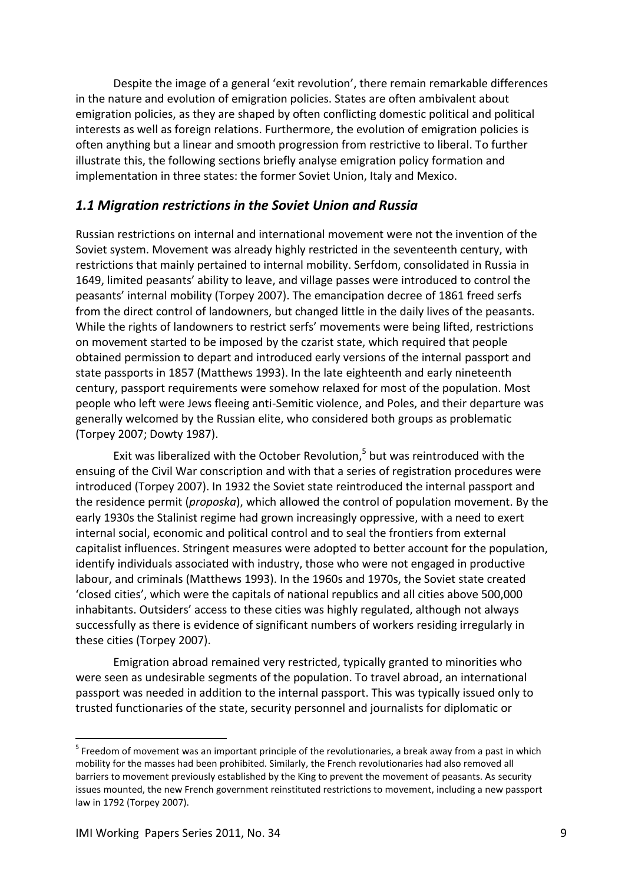Despite the image of a general 'exit revolution', there remain remarkable differences in the nature and evolution of emigration policies. States are often ambivalent about emigration policies, as they are shaped by often conflicting domestic political and political interests as well as foreign relations. Furthermore, the evolution of emigration policies is often anything but a linear and smooth progression from restrictive to liberal. To further illustrate this, the following sections briefly analyse emigration policy formation and implementation in three states: the former Soviet Union, Italy and Mexico.

## *1.1 Migration restrictions in the Soviet Union and Russia*

Russian restrictions on internal and international movement were not the invention of the Soviet system. Movement was already highly restricted in the seventeenth century, with restrictions that mainly pertained to internal mobility. Serfdom, consolidated in Russia in 1649, limited peasants' ability to leave, and village passes were introduced to control the peasants' internal mobility (Torpey 2007). The emancipation decree of 1861 freed serfs from the direct control of landowners, but changed little in the daily lives of the peasants. While the rights of landowners to restrict serfs' movements were being lifted, restrictions on movement started to be imposed by the czarist state, which required that people obtained permission to depart and introduced early versions of the internal passport and state passports in 1857 (Matthews 1993). In the late eighteenth and early nineteenth century, passport requirements were somehow relaxed for most of the population. Most people who left were Jews fleeing anti-Semitic violence, and Poles, and their departure was generally welcomed by the Russian elite, who considered both groups as problematic (Torpey 2007; Dowty 1987).

Exit was liberalized with the October Revolution,[5] but was reintroduced with the ensuing of the Civil War conscription and with that a series of registration procedures were introduced (Torpey 2007). In 1932 the Soviet state reintroduced the internal passport and the residence permit (*proposka*), which allowed the control of population movement. By the early 1930s the Stalinist regime had grown increasingly oppressive, with a need to exert internal social, economic and political control and to seal the frontiers from external capitalist influences. Stringent measures were adopted to better account for the population, identify individuals associated with industry, those who were not engaged in productive labour, and criminals (Matthews 1993). In the 1960s and 1970s, the Soviet state created 'closed cities', which were the capitals of national republics and all cities above 500,000 inhabitants. Outsiders' access to these cities was highly regulated, although not always successfully as there is evidence of significant numbers of workers residing irregularly in these cities (Torpey 2007).

Emigration abroad remained very restricted, typically granted to minorities who were seen as undesirable segments of the population. To travel abroad, an international passport was needed in addition to the internal passport. This was typically issued only to trusted functionaries of the state, security personnel and journalists for diplomatic or

[5] Freedom of movement was an important principle of the revolutionaries, a break away from a past in which mobility for the masses had been prohibited. Similarly, the French revolutionaries had also removed all barriers to movement previously established by the King to prevent the movement of peasants. As security issues mounted, the new French government reinstituted restrictions to movement, including a new passport law in 1792 (Torpey 2007).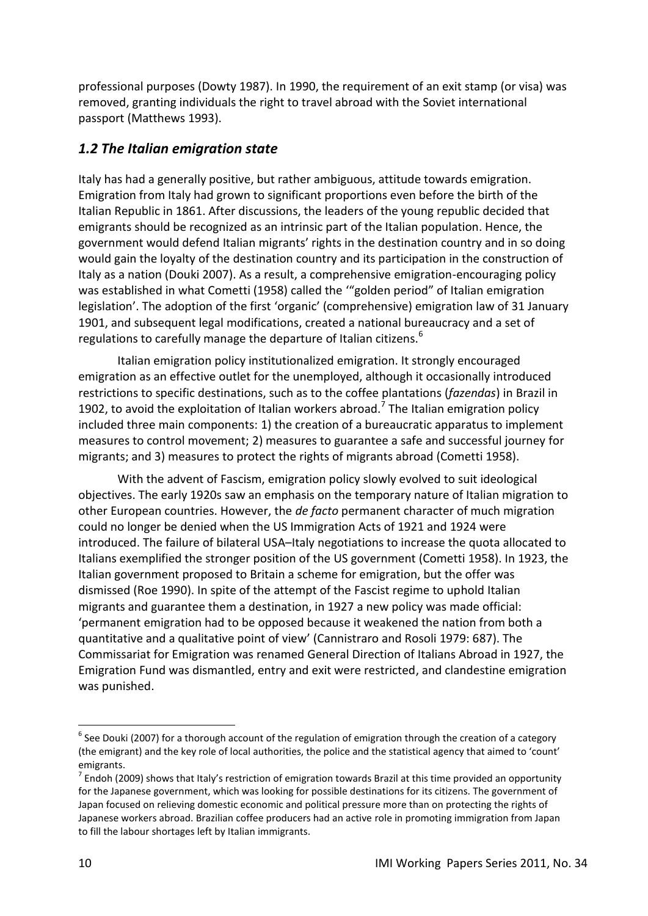professional purposes (Dowty 1987). In 1990, the requirement of an exit stamp (or visa) was removed, granting individuals the right to travel abroad with the Soviet international passport (Matthews 1993).

### *1.2 The Italian emigration state*

Italy has had a generally positive, but rather ambiguous, attitude towards emigration. Emigration from Italy had grown to significant proportions even before the birth of the Italian Republic in 1861. After discussions, the leaders of the young republic decided that emigrants should be recognized as an intrinsic part of the Italian population. Hence, the government would defend Italian migrants' rights in the destination country and in so doing would gain the loyalty of the destination country and its participation in the construction of Italy as a nation (Douki 2007). As a result, a comprehensive emigration-encouraging policy was established in what Cometti (1958) called the '"golden period" of Italian emigration legislation'. The adoption of the first 'organic' (comprehensive) emigration law of 31 January 1901, and subsequent legal modifications, created a national bureaucracy and a set of regulations to carefully manage the departure of Italian citizens.[6]

Italian emigration policy institutionalized emigration. It strongly encouraged emigration as an effective outlet for the unemployed, although it occasionally introduced restrictions to specific destinations, such as to the coffee plantations (*fazendas*) in Brazil in 1902, to avoid the exploitation of Italian workers abroad.[7] The Italian emigration policy included three main components: 1) the creation of a bureaucratic apparatus to implement measures to control movement; 2) measures to guarantee a safe and successful journey for migrants; and 3) measures to protect the rights of migrants abroad (Cometti 1958).

With the advent of Fascism, emigration policy slowly evolved to suit ideological objectives. The early 1920s saw an emphasis on the temporary nature of Italian migration to other European countries. However, the *de facto* permanent character of much migration could no longer be denied when the US Immigration Acts of 1921 and 1924 were introduced. The failure of bilateral USA–Italy negotiations to increase the quota allocated to Italians exemplified the stronger position of the US government (Cometti 1958). In 1923, the Italian government proposed to Britain a scheme for emigration, but the offer was dismissed (Roe 1990). In spite of the attempt of the Fascist regime to uphold Italian migrants and guarantee them a destination, in 1927 a new policy was made official: 'permanent emigration had to be opposed because it weakened the nation from both a quantitative and a qualitative point of view' (Cannistraro and Rosoli 1979: 687). The Commissariat for Emigration was renamed General Direction of Italians Abroad in 1927, the Emigration Fund was dismantled, entry and exit were restricted, and clandestine emigration was punished.

---

[6] See Douki (2007) for a thorough account of the regulation of emigration through the creation of a category (the emigrant) and the key role of local authorities, the police and the statistical agency that aimed to 'count' emigrants.

[7] Endoh (2009) shows that Italy's restriction of emigration towards Brazil at this time provided an opportunity for the Japanese government, which was looking for possible destinations for its citizens. The government of Japan focused on relieving domestic economic and political pressure more than on protecting the rights of Japanese workers abroad. Brazilian coffee producers had an active role in promoting immigration from Japan to fill the labour shortages left by Italian immigrants.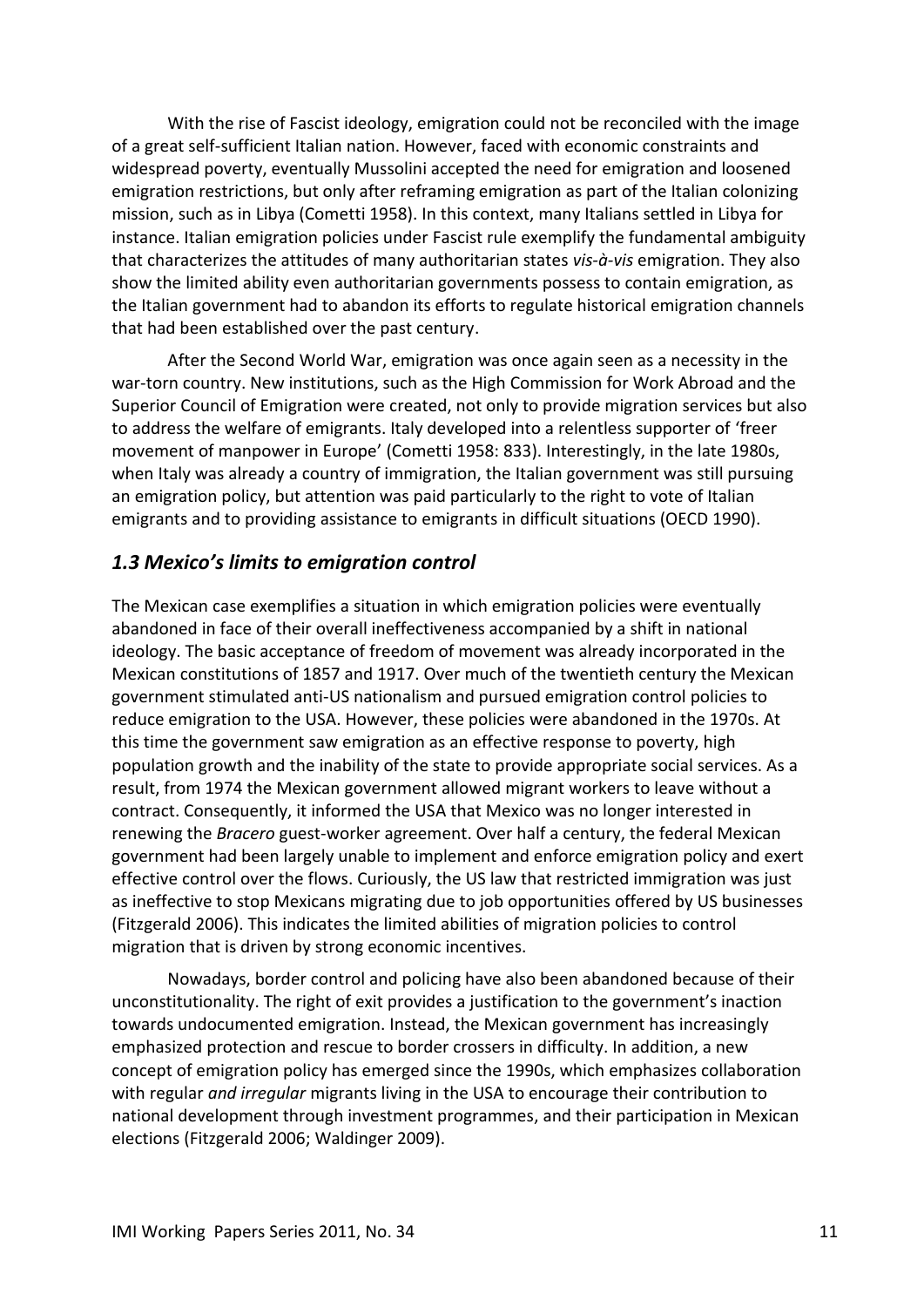With the rise of Fascist ideology, emigration could not be reconciled with the image of a great self-sufficient Italian nation. However, faced with economic constraints and widespread poverty, eventually Mussolini accepted the need for emigration and loosened emigration restrictions, but only after reframing emigration as part of the Italian colonizing mission, such as in Libya (Cometti 1958). In this context, many Italians settled in Libya for instance. Italian emigration policies under Fascist rule exemplify the fundamental ambiguity that characterizes the attitudes of many authoritarian states *vis-à-vis* emigration. They also show the limited ability even authoritarian governments possess to contain emigration, as the Italian government had to abandon its efforts to regulate historical emigration channels that had been established over the past century.

After the Second World War, emigration was once again seen as a necessity in the war-torn country. New institutions, such as the High Commission for Work Abroad and the Superior Council of Emigration were created, not only to provide migration services but also to address the welfare of emigrants. Italy developed into a relentless supporter of 'freer movement of manpower in Europe' (Cometti 1958: 833). Interestingly, in the late 1980s, when Italy was already a country of immigration, the Italian government was still pursuing an emigration policy, but attention was paid particularly to the right to vote of Italian emigrants and to providing assistance to emigrants in difficult situations (OECD 1990).

### *1.3 Mexico's limits to emigration control*

The Mexican case exemplifies a situation in which emigration policies were eventually abandoned in face of their overall ineffectiveness accompanied by a shift in national ideology. The basic acceptance of freedom of movement was already incorporated in the Mexican constitutions of 1857 and 1917. Over much of the twentieth century the Mexican government stimulated anti-US nationalism and pursued emigration control policies to reduce emigration to the USA. However, these policies were abandoned in the 1970s. At this time the government saw emigration as an effective response to poverty, high population growth and the inability of the state to provide appropriate social services. As a result, from 1974 the Mexican government allowed migrant workers to leave without a contract. Consequently, it informed the USA that Mexico was no longer interested in renewing the *Bracero* guest-worker agreement. Over half a century, the federal Mexican government had been largely unable to implement and enforce emigration policy and exert effective control over the flows. Curiously, the US law that restricted immigration was just as ineffective to stop Mexicans migrating due to job opportunities offered by US businesses (Fitzgerald 2006). This indicates the limited abilities of migration policies to control migration that is driven by strong economic incentives.

Nowadays, border control and policing have also been abandoned because of their unconstitutionality. The right of exit provides a justification to the government's inaction towards undocumented emigration. Instead, the Mexican government has increasingly emphasized protection and rescue to border crossers in difficulty. In addition, a new concept of emigration policy has emerged since the 1990s, which emphasizes collaboration with regular *and irregular* migrants living in the USA to encourage their contribution to national development through investment programmes, and their participation in Mexican elections (Fitzgerald 2006; Waldinger 2009).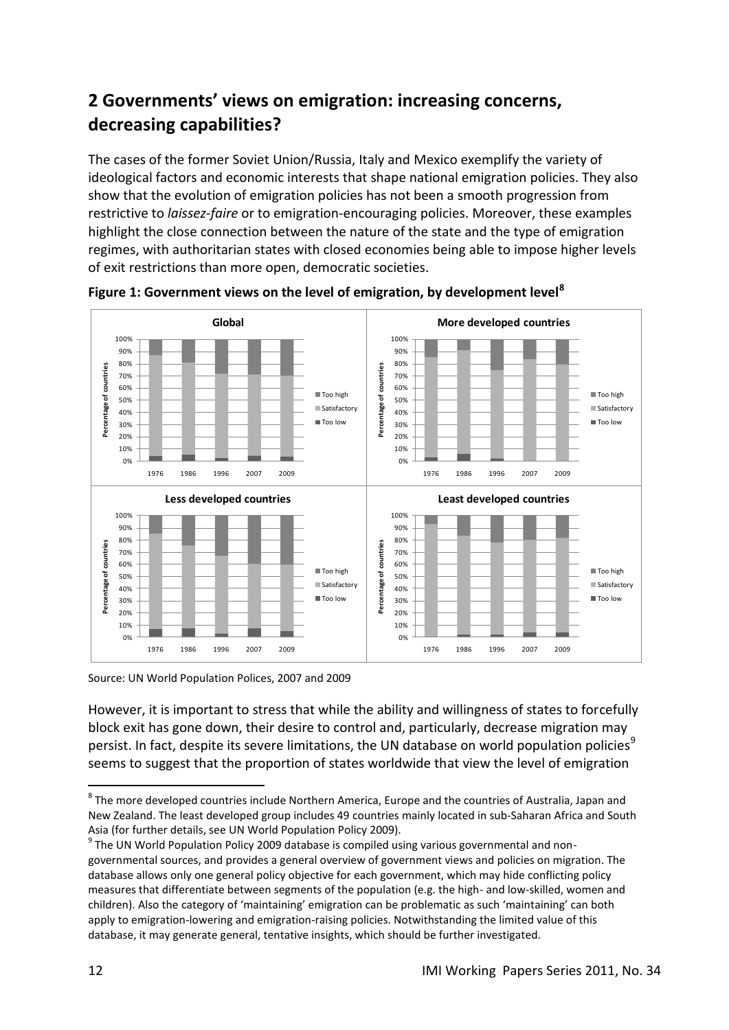## 2 Governments' views on emigration: increasing concerns, decreasing capabilities?

The cases of the former Soviet Union/Russia, Italy and Mexico exemplify the variety of ideological factors and economic interests that shape national emigration policies. They also show that the evolution of emigration policies has not been a smooth progression from restrictive to *laissez-faire* or to emigration-encouraging policies. Moreover, these examples highlight the close connection between the nature of the state and the type of emigration regimes, with authoritarian states with closed economies being able to impose higher levels of exit restrictions than more open, democratic societies.

**Figure 1: Government views on the level of emigration, by development level**[8]

Source: UN World Population Polices, 2007 and 2009

However, it is important to stress that while the ability and willingness of states to forcefully block exit has gone down, their desire to control and, particularly, decrease migration may persist. In fact, despite its severe limitations, the UN database on world population policies[9] seems to suggest that the proportion of states worldwide that view the level of emigration

---

[8] The more developed countries include Northern America, Europe and the countries of Australia, Japan and New Zealand. The least developed group includes 49 countries mainly located in sub-Saharan Africa and South Asia (for further details, see UN World Population Policy 2009).

[9] The UN World Population Policy 2009 database is compiled using various governmental and non-governmental sources, and provides a general overview of government views and policies on migration. The database allows only one general policy objective for each government, which may hide conflicting policy measures that differentiate between segments of the population (e.g. the high- and low-skilled, women and children). Also the category of 'maintaining' emigration can be problematic as such 'maintaining' can both apply to emigration-lowering and emigration-raising policies. Notwithstanding the limited value of this database, it may generate general, tentative insights, which should be further investigated.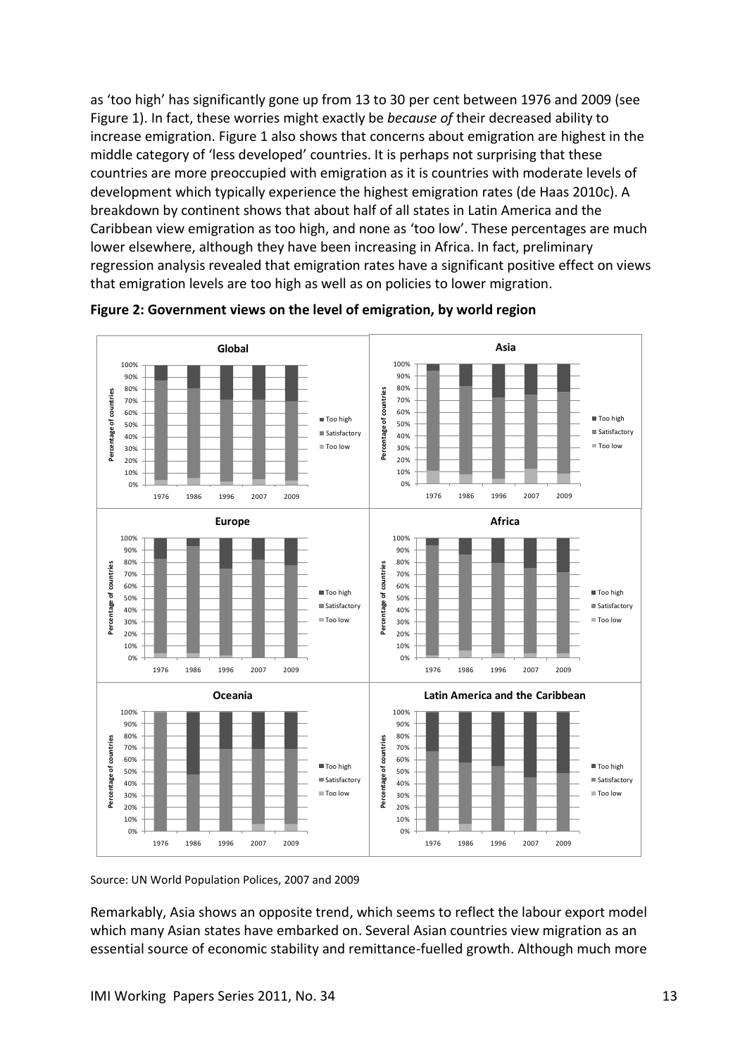as 'too high' has significantly gone up from 13 to 30 per cent between 1976 and 2009 (see Figure 1). In fact, these worries might exactly be *because of* their decreased ability to increase emigration. Figure 1 also shows that concerns about emigration are highest in the middle category of 'less developed' countries. It is perhaps not surprising that these countries are more preoccupied with emigration as it is countries with moderate levels of development which typically experience the highest emigration rates (de Haas 2010c). A breakdown by continent shows that about half of all states in Latin America and the Caribbean view emigration as too high, and none as 'too low'. These percentages are much lower elsewhere, although they have been increasing in Africa. In fact, preliminary regression analysis revealed that emigration rates have a significant positive effect on views that emigration levels are too high as well as on policies to lower migration.

**Figure 2: Government views on the level of emigration, by world region**

Source: UN World Population Polices, 2007 and 2009

Remarkably, Asia shows an opposite trend, which seems to reflect the labour export model which many Asian states have embarked on. Several Asian countries view migration as an essential source of economic stability and remittance-fuelled growth. Although much more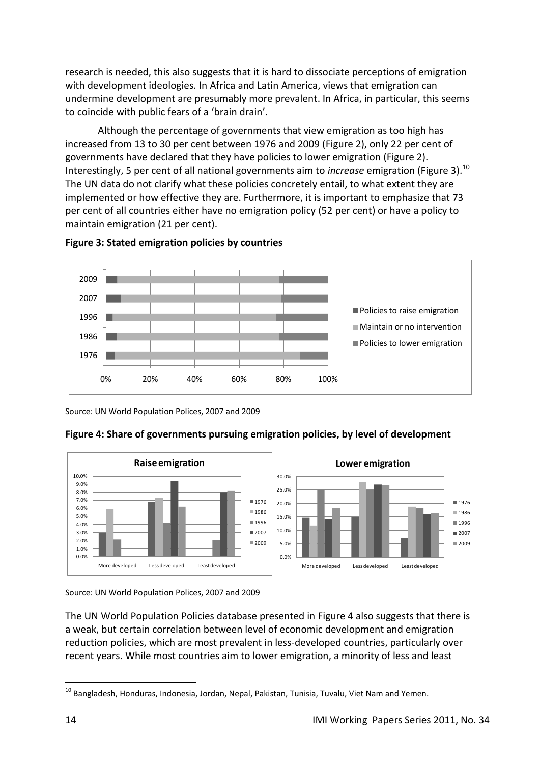research is needed, this also suggests that it is hard to dissociate perceptions of emigration with development ideologies. In Africa and Latin America, views that emigration can undermine development are presumably more prevalent. In Africa, in particular, this seems to coincide with public fears of a 'brain drain'.

Although the percentage of governments that view emigration as too high has increased from 13 to 30 per cent between 1976 and 2009 (Figure 2), only 22 per cent of governments have declared that they have policies to lower emigration (Figure 2). Interestingly, 5 per cent of all national governments aim to *increase* emigration (Figure 3).[10] The UN data do not clarify what these policies concretely entail, to what extent they are implemented or how effective they are. Furthermore, it is important to emphasize that 73 per cent of all countries either have no emigration policy (52 per cent) or have a policy to maintain emigration (21 per cent).

**Figure 3: Stated emigration policies by countries**

Source: UN World Population Polices, 2007 and 2009

**Figure 4: Share of governments pursuing emigration policies, by level of development**

Source: UN World Population Polices, 2007 and 2009

The UN World Population Policies database presented in Figure 4 also suggests that there is a weak, but certain correlation between level of economic development and emigration reduction policies, which are most prevalent in less-developed countries, particularly over recent years. While most countries aim to lower emigration, a minority of less and least

[10] Bangladesh, Honduras, Indonesia, Jordan, Nepal, Pakistan, Tunisia, Tuvalu, Viet Nam and Yemen.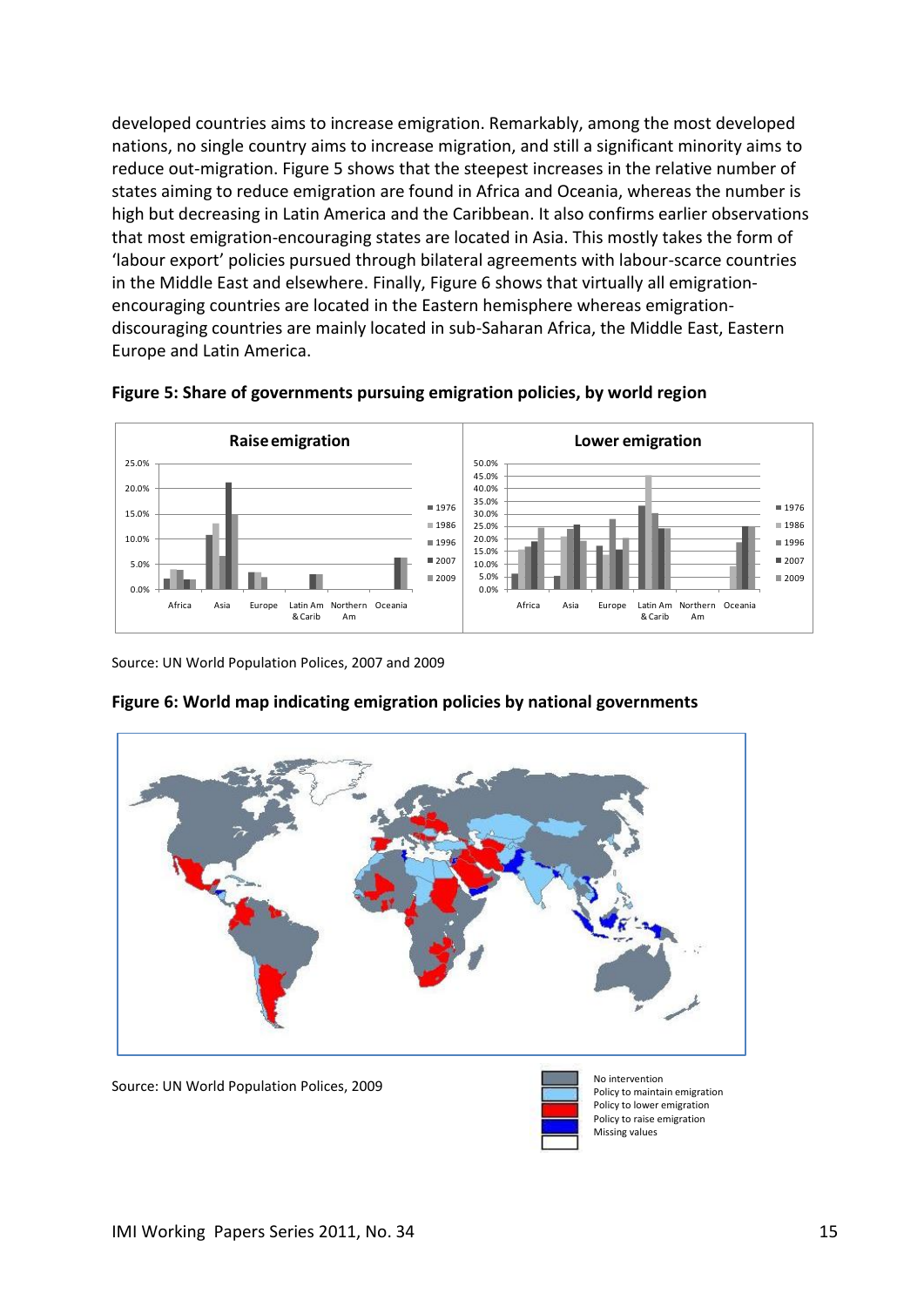developed countries aims to increase emigration. Remarkably, among the most developed nations, no single country aims to increase migration, and still a significant minority aims to reduce out-migration. Figure 5 shows that the steepest increases in the relative number of states aiming to reduce emigration are found in Africa and Oceania, whereas the number is high but decreasing in Latin America and the Caribbean. It also confirms earlier observations that most emigration-encouraging states are located in Asia. This mostly takes the form of 'labour export' policies pursued through bilateral agreements with labour-scarce countries in the Middle East and elsewhere. Finally, Figure 6 shows that virtually all emigration-encouraging countries are located in the Eastern hemisphere whereas emigration-discouraging countries are mainly located in sub-Saharan Africa, the Middle East, Eastern Europe and Latin America.

**Figure 5: Share of governments pursuing emigration policies, by world region**

Source: UN World Population Polices, 2007 and 2009

**Figure 6: World map indicating emigration policies by national governments**

Source: UN World Population Polices, 2009

No intervention
Policy to maintain emigration
Policy to lower emigration
Policy to raise emigration
Missing values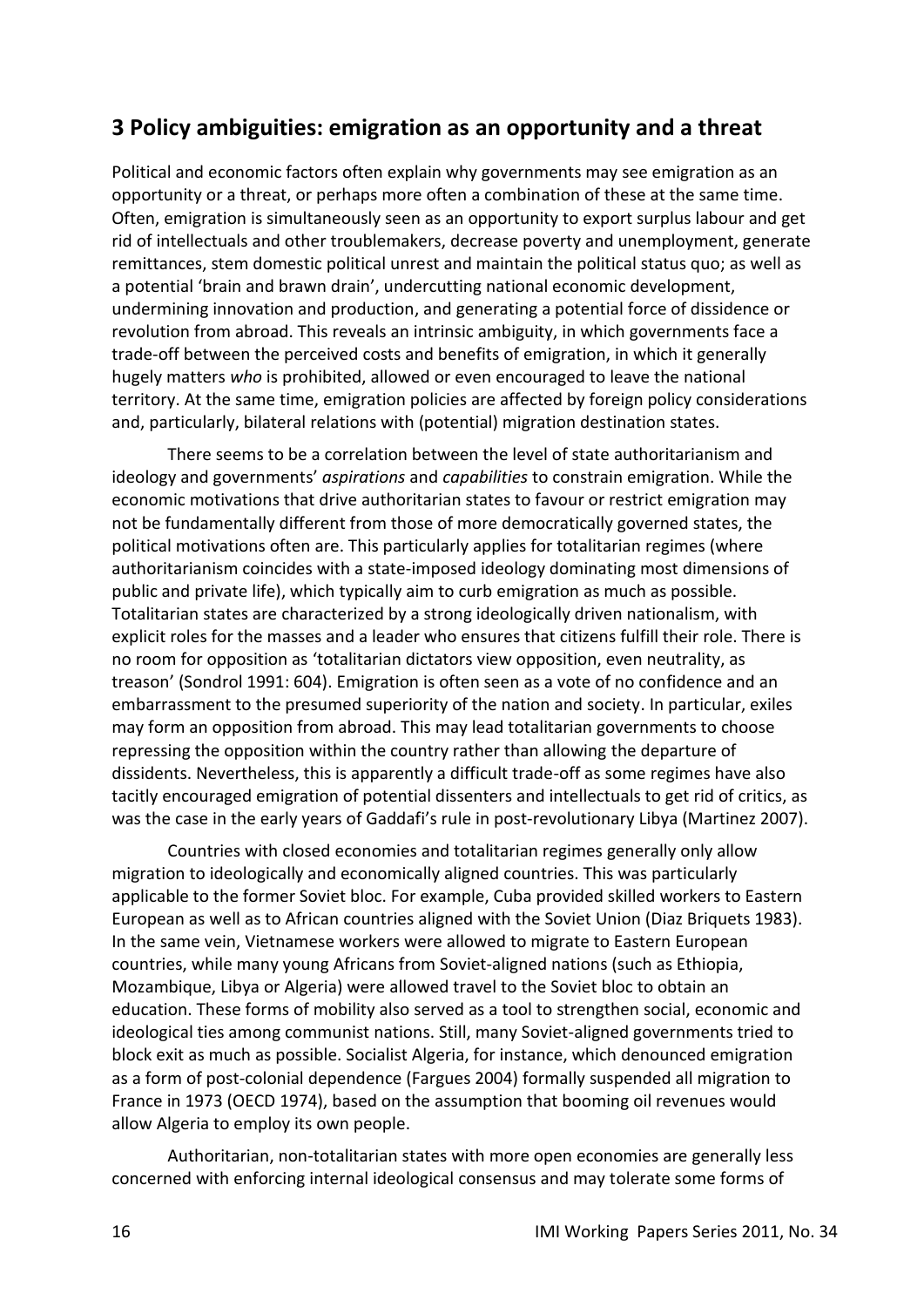## 3 Policy ambiguities: emigration as an opportunity and a threat

Political and economic factors often explain why governments may see emigration as an opportunity or a threat, or perhaps more often a combination of these at the same time. Often, emigration is simultaneously seen as an opportunity to export surplus labour and get rid of intellectuals and other troublemakers, decrease poverty and unemployment, generate remittances, stem domestic political unrest and maintain the political status quo; as well as a potential 'brain and brawn drain', undercutting national economic development, undermining innovation and production, and generating a potential force of dissidence or revolution from abroad. This reveals an intrinsic ambiguity, in which governments face a trade-off between the perceived costs and benefits of emigration, in which it generally hugely matters *who* is prohibited, allowed or even encouraged to leave the national territory. At the same time, emigration policies are affected by foreign policy considerations and, particularly, bilateral relations with (potential) migration destination states.

There seems to be a correlation between the level of state authoritarianism and ideology and governments' *aspirations* and *capabilities* to constrain emigration. While the economic motivations that drive authoritarian states to favour or restrict emigration may not be fundamentally different from those of more democratically governed states, the political motivations often are. This particularly applies for totalitarian regimes (where authoritarianism coincides with a state-imposed ideology dominating most dimensions of public and private life), which typically aim to curb emigration as much as possible. Totalitarian states are characterized by a strong ideologically driven nationalism, with explicit roles for the masses and a leader who ensures that citizens fulfill their role. There is no room for opposition as 'totalitarian dictators view opposition, even neutrality, as treason' (Sondrol 1991: 604). Emigration is often seen as a vote of no confidence and an embarrassment to the presumed superiority of the nation and society. In particular, exiles may form an opposition from abroad. This may lead totalitarian governments to choose repressing the opposition within the country rather than allowing the departure of dissidents. Nevertheless, this is apparently a difficult trade-off as some regimes have also tacitly encouraged emigration of potential dissenters and intellectuals to get rid of critics, as was the case in the early years of Gaddafi's rule in post-revolutionary Libya (Martinez 2007).

Countries with closed economies and totalitarian regimes generally only allow migration to ideologically and economically aligned countries. This was particularly applicable to the former Soviet bloc. For example, Cuba provided skilled workers to Eastern European as well as to African countries aligned with the Soviet Union (Diaz Briquets 1983). In the same vein, Vietnamese workers were allowed to migrate to Eastern European countries, while many young Africans from Soviet-aligned nations (such as Ethiopia, Mozambique, Libya or Algeria) were allowed travel to the Soviet bloc to obtain an education. These forms of mobility also served as a tool to strengthen social, economic and ideological ties among communist nations. Still, many Soviet-aligned governments tried to block exit as much as possible. Socialist Algeria, for instance, which denounced emigration as a form of post-colonial dependence (Fargues 2004) formally suspended all migration to France in 1973 (OECD 1974), based on the assumption that booming oil revenues would allow Algeria to employ its own people.

Authoritarian, non-totalitarian states with more open economies are generally less concerned with enforcing internal ideological consensus and may tolerate some forms of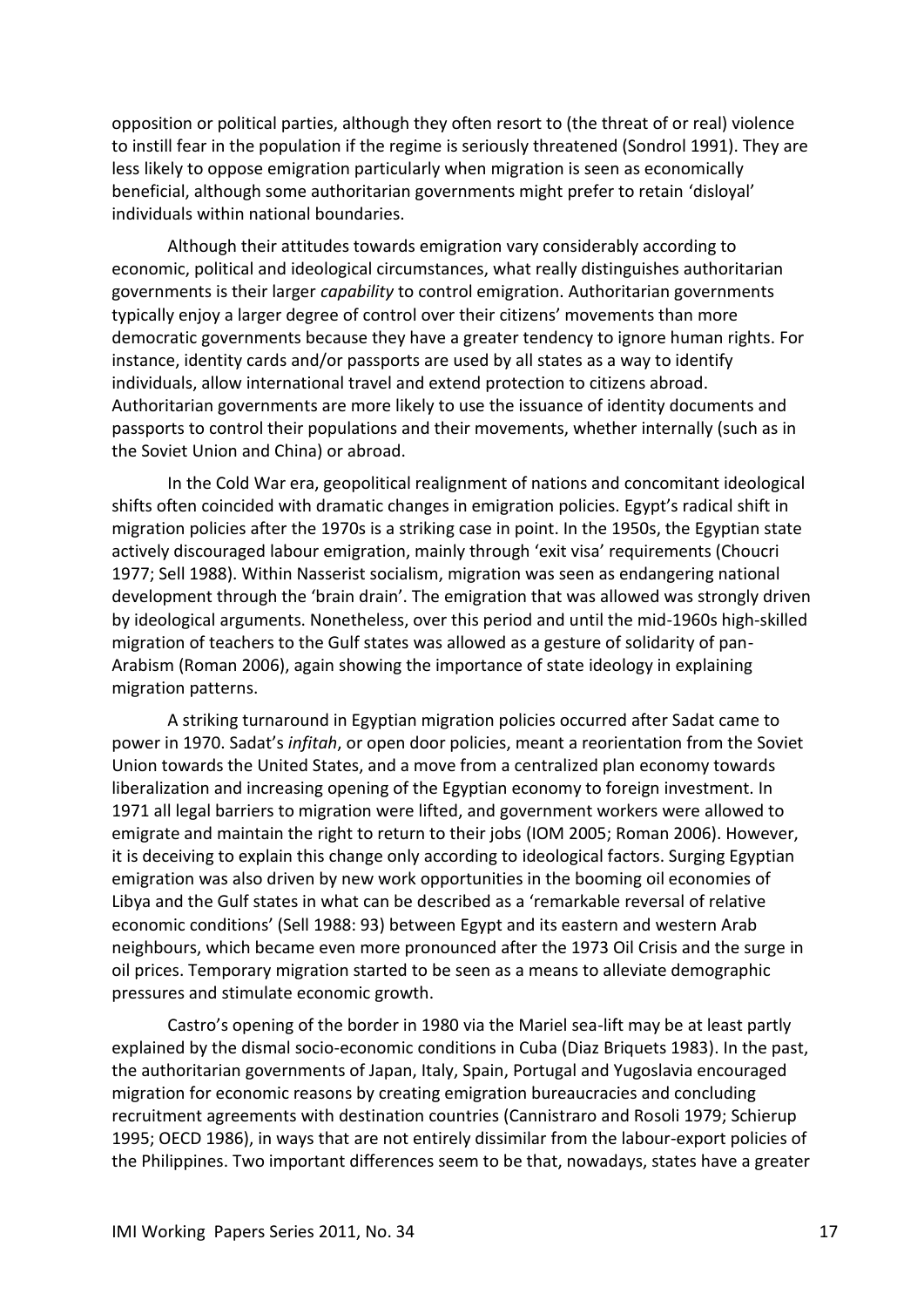opposition or political parties, although they often resort to (the threat of or real) violence to instill fear in the population if the regime is seriously threatened (Sondrol 1991). They are less likely to oppose emigration particularly when migration is seen as economically beneficial, although some authoritarian governments might prefer to retain 'disloyal' individuals within national boundaries.

Although their attitudes towards emigration vary considerably according to economic, political and ideological circumstances, what really distinguishes authoritarian governments is their larger *capability* to control emigration. Authoritarian governments typically enjoy a larger degree of control over their citizens' movements than more democratic governments because they have a greater tendency to ignore human rights. For instance, identity cards and/or passports are used by all states as a way to identify individuals, allow international travel and extend protection to citizens abroad. Authoritarian governments are more likely to use the issuance of identity documents and passports to control their populations and their movements, whether internally (such as in the Soviet Union and China) or abroad.

In the Cold War era, geopolitical realignment of nations and concomitant ideological shifts often coincided with dramatic changes in emigration policies. Egypt's radical shift in migration policies after the 1970s is a striking case in point. In the 1950s, the Egyptian state actively discouraged labour emigration, mainly through 'exit visa' requirements (Choucri 1977; Sell 1988). Within Nasserist socialism, migration was seen as endangering national development through the 'brain drain'. The emigration that was allowed was strongly driven by ideological arguments. Nonetheless, over this period and until the mid-1960s high-skilled migration of teachers to the Gulf states was allowed as a gesture of solidarity of pan-Arabism (Roman 2006), again showing the importance of state ideology in explaining migration patterns.

A striking turnaround in Egyptian migration policies occurred after Sadat came to power in 1970. Sadat's *infitah*, or open door policies, meant a reorientation from the Soviet Union towards the United States, and a move from a centralized plan economy towards liberalization and increasing opening of the Egyptian economy to foreign investment. In 1971 all legal barriers to migration were lifted, and government workers were allowed to emigrate and maintain the right to return to their jobs (IOM 2005; Roman 2006). However, it is deceiving to explain this change only according to ideological factors. Surging Egyptian emigration was also driven by new work opportunities in the booming oil economies of Libya and the Gulf states in what can be described as a 'remarkable reversal of relative economic conditions' (Sell 1988: 93) between Egypt and its eastern and western Arab neighbours, which became even more pronounced after the 1973 Oil Crisis and the surge in oil prices. Temporary migration started to be seen as a means to alleviate demographic pressures and stimulate economic growth.

Castro's opening of the border in 1980 via the Mariel sea-lift may be at least partly explained by the dismal socio-economic conditions in Cuba (Diaz Briquets 1983). In the past, the authoritarian governments of Japan, Italy, Spain, Portugal and Yugoslavia encouraged migration for economic reasons by creating emigration bureaucracies and concluding recruitment agreements with destination countries (Cannistraro and Rosoli 1979; Schierup 1995; OECD 1986), in ways that are not entirely dissimilar from the labour-export policies of the Philippines. Two important differences seem to be that, nowadays, states have a greater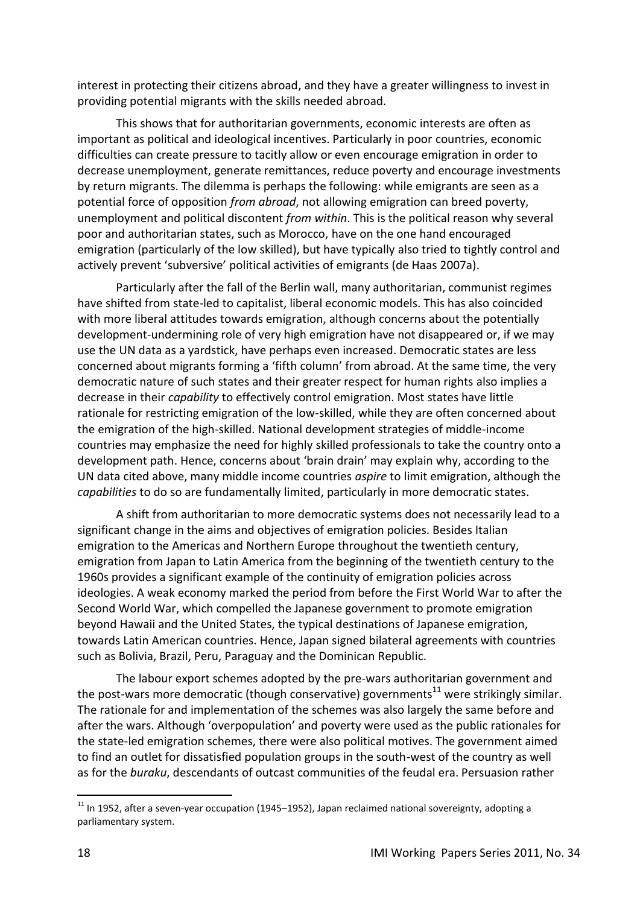interest in protecting their citizens abroad, and they have a greater willingness to invest in providing potential migrants with the skills needed abroad.

This shows that for authoritarian governments, economic interests are often as important as political and ideological incentives. Particularly in poor countries, economic difficulties can create pressure to tacitly allow or even encourage emigration in order to decrease unemployment, generate remittances, reduce poverty and encourage investments by return migrants. The dilemma is perhaps the following: while emigrants are seen as a potential force of opposition *from abroad*, not allowing emigration can breed poverty, unemployment and political discontent *from within*. This is the political reason why several poor and authoritarian states, such as Morocco, have on the one hand encouraged emigration (particularly of the low skilled), but have typically also tried to tightly control and actively prevent 'subversive' political activities of emigrants (de Haas 2007a).

Particularly after the fall of the Berlin wall, many authoritarian, communist regimes have shifted from state-led to capitalist, liberal economic models. This has also coincided with more liberal attitudes towards emigration, although concerns about the potentially development-undermining role of very high emigration have not disappeared or, if we may use the UN data as a yardstick, have perhaps even increased. Democratic states are less concerned about migrants forming a 'fifth column' from abroad. At the same time, the very democratic nature of such states and their greater respect for human rights also implies a decrease in their *capability* to effectively control emigration. Most states have little rationale for restricting emigration of the low-skilled, while they are often concerned about the emigration of the high-skilled. National development strategies of middle-income countries may emphasize the need for highly skilled professionals to take the country onto a development path. Hence, concerns about 'brain drain' may explain why, according to the UN data cited above, many middle income countries *aspire* to limit emigration, although the *capabilities* to do so are fundamentally limited, particularly in more democratic states.

A shift from authoritarian to more democratic systems does not necessarily lead to a significant change in the aims and objectives of emigration policies. Besides Italian emigration to the Americas and Northern Europe throughout the twentieth century, emigration from Japan to Latin America from the beginning of the twentieth century to the 1960s provides a significant example of the continuity of emigration policies across ideologies. A weak economy marked the period from before the First World War to after the Second World War, which compelled the Japanese government to promote emigration beyond Hawaii and the United States, the typical destinations of Japanese emigration, towards Latin American countries. Hence, Japan signed bilateral agreements with countries such as Bolivia, Brazil, Peru, Paraguay and the Dominican Republic.

The labour export schemes adopted by the pre-wars authoritarian government and the post-wars more democratic (though conservative) governments[11] were strikingly similar. The rationale for and implementation of the schemes was also largely the same before and after the wars. Although 'overpopulation' and poverty were used as the public rationales for the state-led emigration schemes, there were also political motives. The government aimed to find an outlet for dissatisfied population groups in the south-west of the country as well as for the *buraku*, descendants of outcast communities of the feudal era. Persuasion rather

[11] In 1952, after a seven-year occupation (1945–1952), Japan reclaimed national sovereignty, adopting a parliamentary system.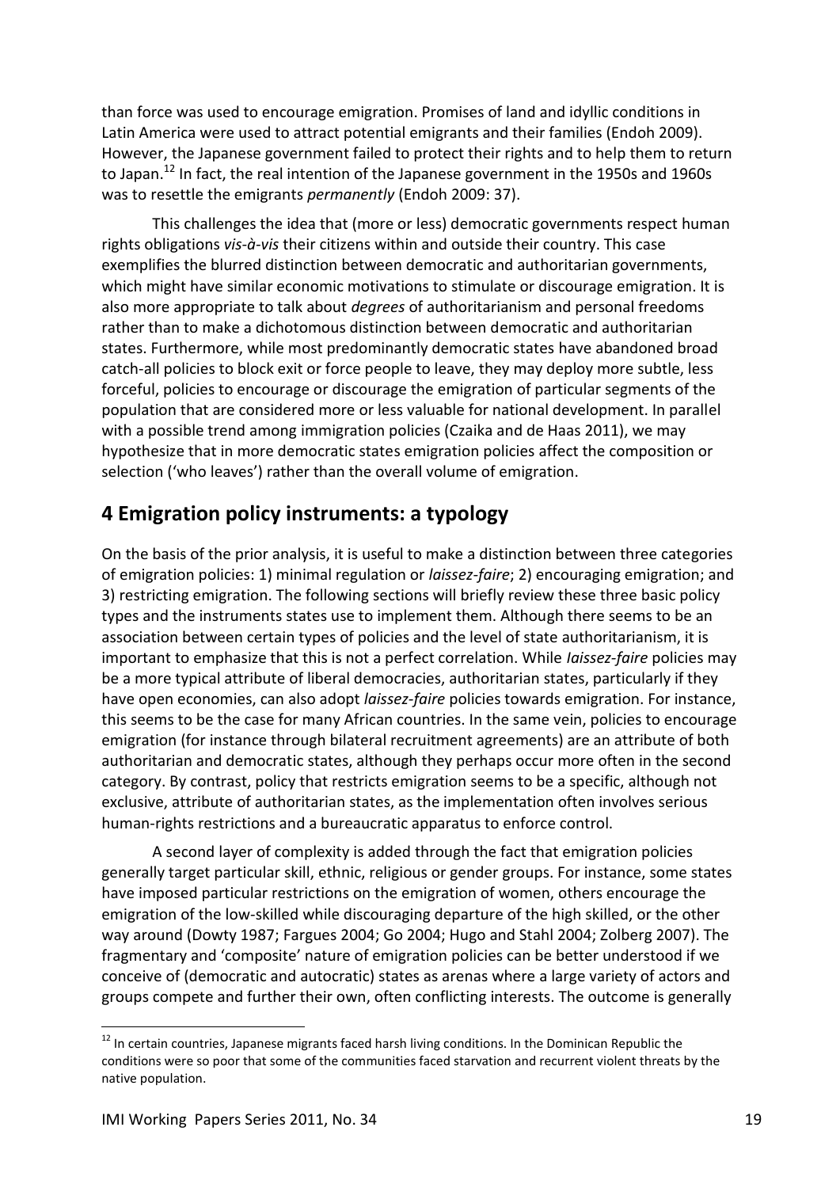than force was used to encourage emigration. Promises of land and idyllic conditions in Latin America were used to attract potential emigrants and their families (Endoh 2009). However, the Japanese government failed to protect their rights and to help them to return to Japan.[12] In fact, the real intention of the Japanese government in the 1950s and 1960s was to resettle the emigrants *permanently* (Endoh 2009: 37).

This challenges the idea that (more or less) democratic governments respect human rights obligations *vis-à-vis* their citizens within and outside their country. This case exemplifies the blurred distinction between democratic and authoritarian governments, which might have similar economic motivations to stimulate or discourage emigration. It is also more appropriate to talk about *degrees* of authoritarianism and personal freedoms rather than to make a dichotomous distinction between democratic and authoritarian states. Furthermore, while most predominantly democratic states have abandoned broad catch-all policies to block exit or force people to leave, they may deploy more subtle, less forceful, policies to encourage or discourage the emigration of particular segments of the population that are considered more or less valuable for national development. In parallel with a possible trend among immigration policies (Czaika and de Haas 2011), we may hypothesize that in more democratic states emigration policies affect the composition or selection ('who leaves') rather than the overall volume of emigration.

## 4 Emigration policy instruments: a typology

On the basis of the prior analysis, it is useful to make a distinction between three categories of emigration policies: 1) minimal regulation or *laissez-faire*; 2) encouraging emigration; and 3) restricting emigration. The following sections will briefly review these three basic policy types and the instruments states use to implement them. Although there seems to be an association between certain types of policies and the level of state authoritarianism, it is important to emphasize that this is not a perfect correlation. While *laissez-faire* policies may be a more typical attribute of liberal democracies, authoritarian states, particularly if they have open economies, can also adopt *laissez-faire* policies towards emigration. For instance, this seems to be the case for many African countries. In the same vein, policies to encourage emigration (for instance through bilateral recruitment agreements) are an attribute of both authoritarian and democratic states, although they perhaps occur more often in the second category. By contrast, policy that restricts emigration seems to be a specific, although not exclusive, attribute of authoritarian states, as the implementation often involves serious human-rights restrictions and a bureaucratic apparatus to enforce control.

A second layer of complexity is added through the fact that emigration policies generally target particular skill, ethnic, religious or gender groups. For instance, some states have imposed particular restrictions on the emigration of women, others encourage the emigration of the low-skilled while discouraging departure of the high skilled, or the other way around (Dowty 1987; Fargues 2004; Go 2004; Hugo and Stahl 2004; Zolberg 2007). The fragmentary and 'composite' nature of emigration policies can be better understood if we conceive of (democratic and autocratic) states as arenas where a large variety of actors and groups compete and further their own, often conflicting interests. The outcome is generally

[12] In certain countries, Japanese migrants faced harsh living conditions. In the Dominican Republic the conditions were so poor that some of the communities faced starvation and recurrent violent threats by the native population.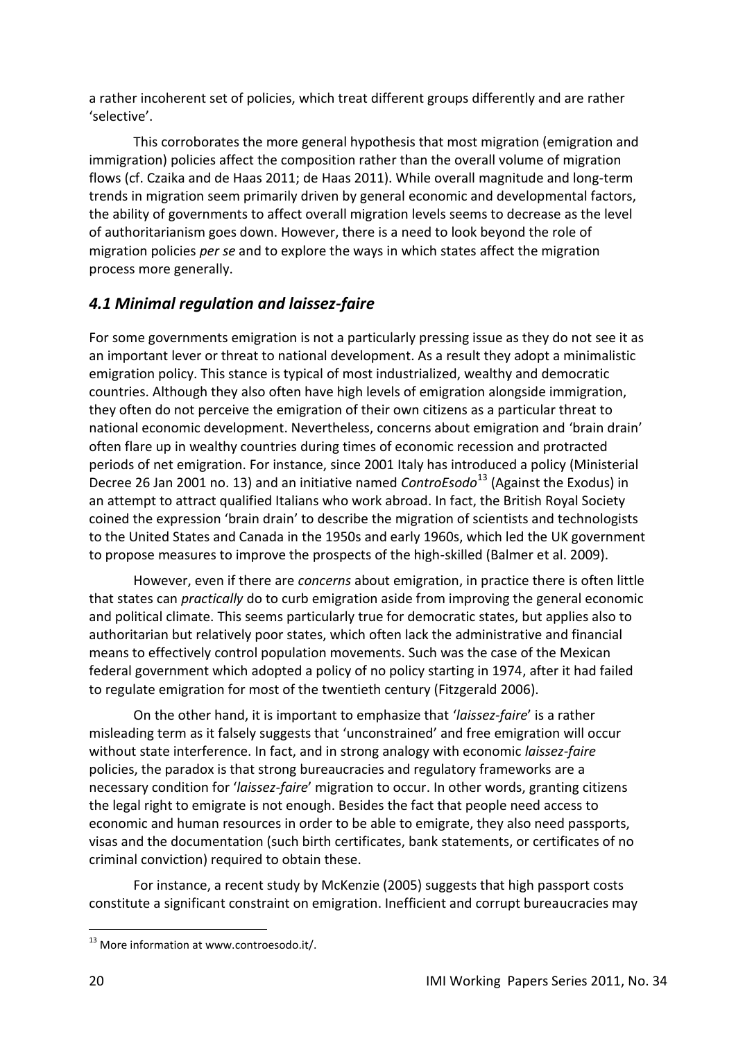a rather incoherent set of policies, which treat different groups differently and are rather 'selective'.

This corroborates the more general hypothesis that most migration (emigration and immigration) policies affect the composition rather than the overall volume of migration flows (cf. Czaika and de Haas 2011; de Haas 2011). While overall magnitude and long-term trends in migration seem primarily driven by general economic and developmental factors, the ability of governments to affect overall migration levels seems to decrease as the level of authoritarianism goes down. However, there is a need to look beyond the role of migration policies *per se* and to explore the ways in which states affect the migration process more generally.

### *4.1 Minimal regulation and laissez-faire*

For some governments emigration is not a particularly pressing issue as they do not see it as an important lever or threat to national development. As a result they adopt a minimalistic emigration policy. This stance is typical of most industrialized, wealthy and democratic countries. Although they also often have high levels of emigration alongside immigration, they often do not perceive the emigration of their own citizens as a particular threat to national economic development. Nevertheless, concerns about emigration and 'brain drain' often flare up in wealthy countries during times of economic recession and protracted periods of net emigration. For instance, since 2001 Italy has introduced a policy (Ministerial Decree 26 Jan 2001 no. 13) and an initiative named *ControEsodo*[13] (Against the Exodus) in an attempt to attract qualified Italians who work abroad. In fact, the British Royal Society coined the expression 'brain drain' to describe the migration of scientists and technologists to the United States and Canada in the 1950s and early 1960s, which led the UK government to propose measures to improve the prospects of the high-skilled (Balmer et al. 2009).

However, even if there are *concerns* about emigration, in practice there is often little that states can *practically* do to curb emigration aside from improving the general economic and political climate. This seems particularly true for democratic states, but applies also to authoritarian but relatively poor states, which often lack the administrative and financial means to effectively control population movements. Such was the case of the Mexican federal government which adopted a policy of no policy starting in 1974, after it had failed to regulate emigration for most of the twentieth century (Fitzgerald 2006).

On the other hand, it is important to emphasize that '*laissez-faire*' is a rather misleading term as it falsely suggests that 'unconstrained' and free emigration will occur without state interference. In fact, and in strong analogy with economic *laissez-faire* policies, the paradox is that strong bureaucracies and regulatory frameworks are a necessary condition for '*laissez-faire*' migration to occur. In other words, granting citizens the legal right to emigrate is not enough. Besides the fact that people need access to economic and human resources in order to be able to emigrate, they also need passports, visas and the documentation (such birth certificates, bank statements, or certificates of no criminal conviction) required to obtain these.

For instance, a recent study by McKenzie (2005) suggests that high passport costs constitute a significant constraint on emigration. Inefficient and corrupt bureaucracies may

---

[13] More information at www.controesodo.it/.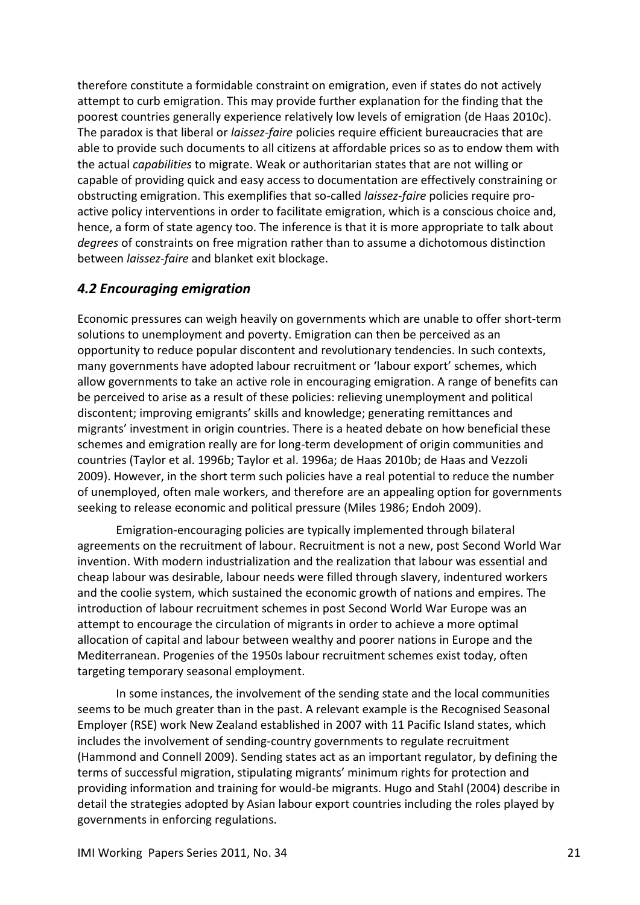therefore constitute a formidable constraint on emigration, even if states do not actively attempt to curb emigration. This may provide further explanation for the finding that the poorest countries generally experience relatively low levels of emigration (de Haas 2010c). The paradox is that liberal or *laissez-faire* policies require efficient bureaucracies that are able to provide such documents to all citizens at affordable prices so as to endow them with the actual *capabilities* to migrate. Weak or authoritarian states that are not willing or capable of providing quick and easy access to documentation are effectively constraining or obstructing emigration. This exemplifies that so-called *laissez-faire* policies require pro-active policy interventions in order to facilitate emigration, which is a conscious choice and, hence, a form of state agency too. The inference is that it is more appropriate to talk about *degrees* of constraints on free migration rather than to assume a dichotomous distinction between *laissez-faire* and blanket exit blockage.

## *4.2 Encouraging emigration*

Economic pressures can weigh heavily on governments which are unable to offer short-term solutions to unemployment and poverty. Emigration can then be perceived as an opportunity to reduce popular discontent and revolutionary tendencies. In such contexts, many governments have adopted labour recruitment or 'labour export' schemes, which allow governments to take an active role in encouraging emigration. A range of benefits can be perceived to arise as a result of these policies: relieving unemployment and political discontent; improving emigrants' skills and knowledge; generating remittances and migrants' investment in origin countries. There is a heated debate on how beneficial these schemes and emigration really are for long-term development of origin communities and countries (Taylor et al. 1996b; Taylor et al. 1996a; de Haas 2010b; de Haas and Vezzoli 2009). However, in the short term such policies have a real potential to reduce the number of unemployed, often male workers, and therefore are an appealing option for governments seeking to release economic and political pressure (Miles 1986; Endoh 2009).

Emigration-encouraging policies are typically implemented through bilateral agreements on the recruitment of labour. Recruitment is not a new, post Second World War invention. With modern industrialization and the realization that labour was essential and cheap labour was desirable, labour needs were filled through slavery, indentured workers and the coolie system, which sustained the economic growth of nations and empires. The introduction of labour recruitment schemes in post Second World War Europe was an attempt to encourage the circulation of migrants in order to achieve a more optimal allocation of capital and labour between wealthy and poorer nations in Europe and the Mediterranean. Progenies of the 1950s labour recruitment schemes exist today, often targeting temporary seasonal employment.

In some instances, the involvement of the sending state and the local communities seems to be much greater than in the past. A relevant example is the Recognised Seasonal Employer (RSE) work New Zealand established in 2007 with 11 Pacific Island states, which includes the involvement of sending-country governments to regulate recruitment (Hammond and Connell 2009). Sending states act as an important regulator, by defining the terms of successful migration, stipulating migrants' minimum rights for protection and providing information and training for would-be migrants. Hugo and Stahl (2004) describe in detail the strategies adopted by Asian labour export countries including the roles played by governments in enforcing regulations.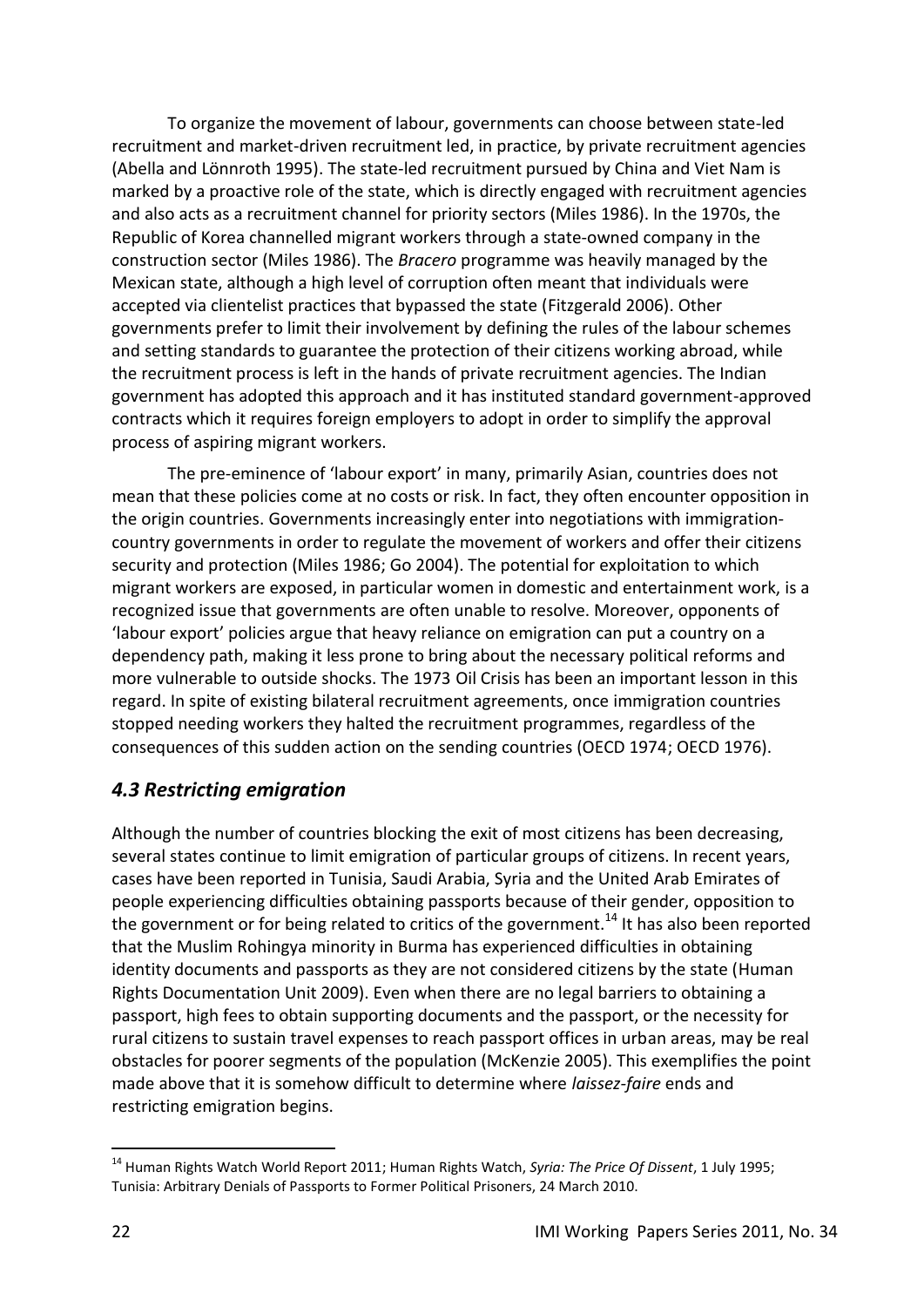To organize the movement of labour, governments can choose between state-led recruitment and market-driven recruitment led, in practice, by private recruitment agencies (Abella and Lönnroth 1995). The state-led recruitment pursued by China and Viet Nam is marked by a proactive role of the state, which is directly engaged with recruitment agencies and also acts as a recruitment channel for priority sectors (Miles 1986). In the 1970s, the Republic of Korea channelled migrant workers through a state-owned company in the construction sector (Miles 1986). The *Bracero* programme was heavily managed by the Mexican state, although a high level of corruption often meant that individuals were accepted via clientelist practices that bypassed the state (Fitzgerald 2006). Other governments prefer to limit their involvement by defining the rules of the labour schemes and setting standards to guarantee the protection of their citizens working abroad, while the recruitment process is left in the hands of private recruitment agencies. The Indian government has adopted this approach and it has instituted standard government-approved contracts which it requires foreign employers to adopt in order to simplify the approval process of aspiring migrant workers.

The pre-eminence of 'labour export' in many, primarily Asian, countries does not mean that these policies come at no costs or risk. In fact, they often encounter opposition in the origin countries. Governments increasingly enter into negotiations with immigration-country governments in order to regulate the movement of workers and offer their citizens security and protection (Miles 1986; Go 2004). The potential for exploitation to which migrant workers are exposed, in particular women in domestic and entertainment work, is a recognized issue that governments are often unable to resolve. Moreover, opponents of 'labour export' policies argue that heavy reliance on emigration can put a country on a dependency path, making it less prone to bring about the necessary political reforms and more vulnerable to outside shocks. The 1973 Oil Crisis has been an important lesson in this regard. In spite of existing bilateral recruitment agreements, once immigration countries stopped needing workers they halted the recruitment programmes, regardless of the consequences of this sudden action on the sending countries (OECD 1974; OECD 1976).

### *4.3 Restricting emigration*

Although the number of countries blocking the exit of most citizens has been decreasing, several states continue to limit emigration of particular groups of citizens. In recent years, cases have been reported in Tunisia, Saudi Arabia, Syria and the United Arab Emirates of people experiencing difficulties obtaining passports because of their gender, opposition to the government or for being related to critics of the government.[14] It has also been reported that the Muslim Rohingya minority in Burma has experienced difficulties in obtaining identity documents and passports as they are not considered citizens by the state (Human Rights Documentation Unit 2009). Even when there are no legal barriers to obtaining a passport, high fees to obtain supporting documents and the passport, or the necessity for rural citizens to sustain travel expenses to reach passport offices in urban areas, may be real obstacles for poorer segments of the population (McKenzie 2005). This exemplifies the point made above that it is somehow difficult to determine where *laissez-faire* ends and restricting emigration begins.

[14] Human Rights Watch World Report 2011; Human Rights Watch, *Syria: The Price Of Dissent*, 1 July 1995; Tunisia: Arbitrary Denials of Passports to Former Political Prisoners, 24 March 2010.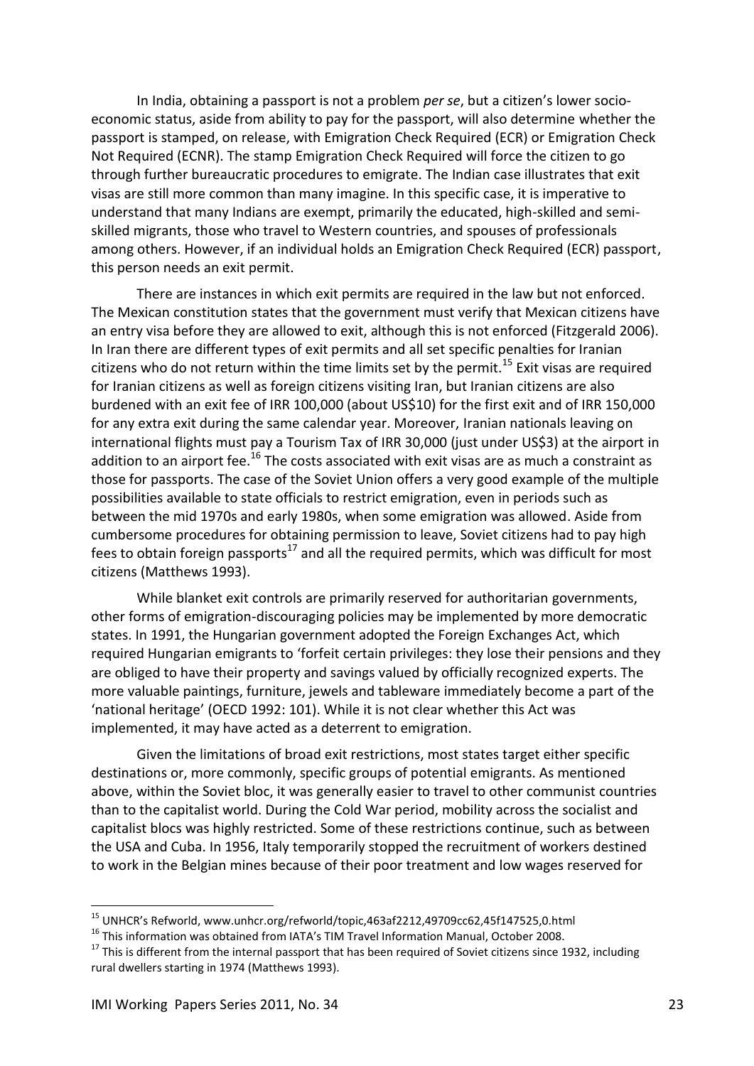In India, obtaining a passport is not a problem *per se*, but a citizen's lower socio-economic status, aside from ability to pay for the passport, will also determine whether the passport is stamped, on release, with Emigration Check Required (ECR) or Emigration Check Not Required (ECNR). The stamp Emigration Check Required will force the citizen to go through further bureaucratic procedures to emigrate. The Indian case illustrates that exit visas are still more common than many imagine. In this specific case, it is imperative to understand that many Indians are exempt, primarily the educated, high-skilled and semi-skilled migrants, those who travel to Western countries, and spouses of professionals among others. However, if an individual holds an Emigration Check Required (ECR) passport, this person needs an exit permit.

There are instances in which exit permits are required in the law but not enforced. The Mexican constitution states that the government must verify that Mexican citizens have an entry visa before they are allowed to exit, although this is not enforced (Fitzgerald 2006). In Iran there are different types of exit permits and all set specific penalties for Iranian citizens who do not return within the time limits set by the permit.[15] Exit visas are required for Iranian citizens as well as foreign citizens visiting Iran, but Iranian citizens are also burdened with an exit fee of IRR 100,000 (about US$10) for the first exit and of IRR 150,000 for any extra exit during the same calendar year. Moreover, Iranian nationals leaving on international flights must pay a Tourism Tax of IRR 30,000 (just under US$3) at the airport in addition to an airport fee.[16] The costs associated with exit visas are as much a constraint as those for passports. The case of the Soviet Union offers a very good example of the multiple possibilities available to state officials to restrict emigration, even in periods such as between the mid 1970s and early 1980s, when some emigration was allowed. Aside from cumbersome procedures for obtaining permission to leave, Soviet citizens had to pay high fees to obtain foreign passports[17] and all the required permits, which was difficult for most citizens (Matthews 1993).

While blanket exit controls are primarily reserved for authoritarian governments, other forms of emigration-discouraging policies may be implemented by more democratic states. In 1991, the Hungarian government adopted the Foreign Exchanges Act, which required Hungarian emigrants to 'forfeit certain privileges: they lose their pensions and they are obliged to have their property and savings valued by officially recognized experts. The more valuable paintings, furniture, jewels and tableware immediately become a part of the 'national heritage' (OECD 1992: 101). While it is not clear whether this Act was implemented, it may have acted as a deterrent to emigration.

Given the limitations of broad exit restrictions, most states target either specific destinations or, more commonly, specific groups of potential emigrants. As mentioned above, within the Soviet bloc, it was generally easier to travel to other communist countries than to the capitalist world. During the Cold War period, mobility across the socialist and capitalist blocs was highly restricted. Some of these restrictions continue, such as between the USA and Cuba. In 1956, Italy temporarily stopped the recruitment of workers destined to work in the Belgian mines because of their poor treatment and low wages reserved for

---

[15] UNHCR's Refworld, www.unhcr.org/refworld/topic,463af2212,49709cc62,45f147525,0.html

[16] This information was obtained from IATA's TIM Travel Information Manual, October 2008.

[17] This is different from the internal passport that has been required of Soviet citizens since 1932, including rural dwellers starting in 1974 (Matthews 1993).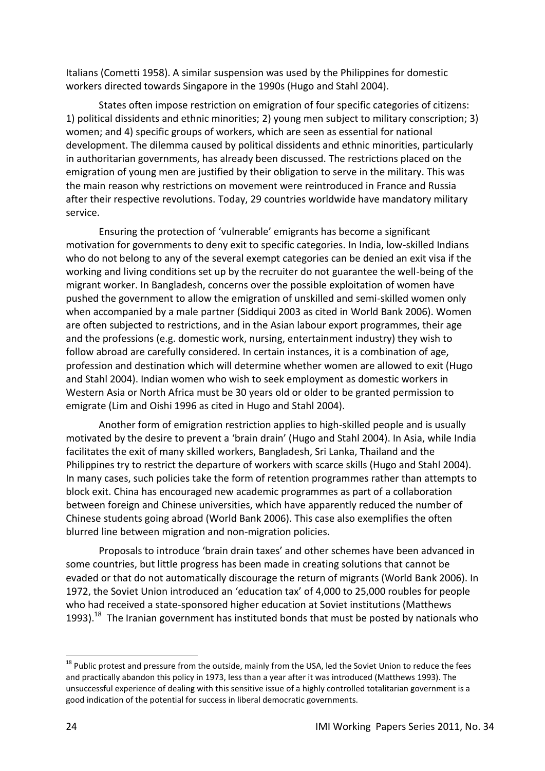Italians (Cometti 1958). A similar suspension was used by the Philippines for domestic workers directed towards Singapore in the 1990s (Hugo and Stahl 2004).

States often impose restriction on emigration of four specific categories of citizens: 1) political dissidents and ethnic minorities; 2) young men subject to military conscription; 3) women; and 4) specific groups of workers, which are seen as essential for national development. The dilemma caused by political dissidents and ethnic minorities, particularly in authoritarian governments, has already been discussed. The restrictions placed on the emigration of young men are justified by their obligation to serve in the military. This was the main reason why restrictions on movement were reintroduced in France and Russia after their respective revolutions. Today, 29 countries worldwide have mandatory military service.

Ensuring the protection of 'vulnerable' emigrants has become a significant motivation for governments to deny exit to specific categories. In India, low-skilled Indians who do not belong to any of the several exempt categories can be denied an exit visa if the working and living conditions set up by the recruiter do not guarantee the well-being of the migrant worker. In Bangladesh, concerns over the possible exploitation of women have pushed the government to allow the emigration of unskilled and semi-skilled women only when accompanied by a male partner (Siddiqui 2003 as cited in World Bank 2006). Women are often subjected to restrictions, and in the Asian labour export programmes, their age and the professions (e.g. domestic work, nursing, entertainment industry) they wish to follow abroad are carefully considered. In certain instances, it is a combination of age, profession and destination which will determine whether women are allowed to exit (Hugo and Stahl 2004). Indian women who wish to seek employment as domestic workers in Western Asia or North Africa must be 30 years old or older to be granted permission to emigrate (Lim and Oishi 1996 as cited in Hugo and Stahl 2004).

Another form of emigration restriction applies to high-skilled people and is usually motivated by the desire to prevent a 'brain drain' (Hugo and Stahl 2004). In Asia, while India facilitates the exit of many skilled workers, Bangladesh, Sri Lanka, Thailand and the Philippines try to restrict the departure of workers with scarce skills (Hugo and Stahl 2004). In many cases, such policies take the form of retention programmes rather than attempts to block exit. China has encouraged new academic programmes as part of a collaboration between foreign and Chinese universities, which have apparently reduced the number of Chinese students going abroad (World Bank 2006). This case also exemplifies the often blurred line between migration and non-migration policies.

Proposals to introduce 'brain drain taxes' and other schemes have been advanced in some countries, but little progress has been made in creating solutions that cannot be evaded or that do not automatically discourage the return of migrants (World Bank 2006). In 1972, the Soviet Union introduced an 'education tax' of 4,000 to 25,000 roubles for people who had received a state-sponsored higher education at Soviet institutions (Matthews 1993).[18] The Iranian government has instituted bonds that must be posted by nationals who

[18] Public protest and pressure from the outside, mainly from the USA, led the Soviet Union to reduce the fees and practically abandon this policy in 1973, less than a year after it was introduced (Matthews 1993). The unsuccessful experience of dealing with this sensitive issue of a highly controlled totalitarian government is a good indication of the potential for success in liberal democratic governments.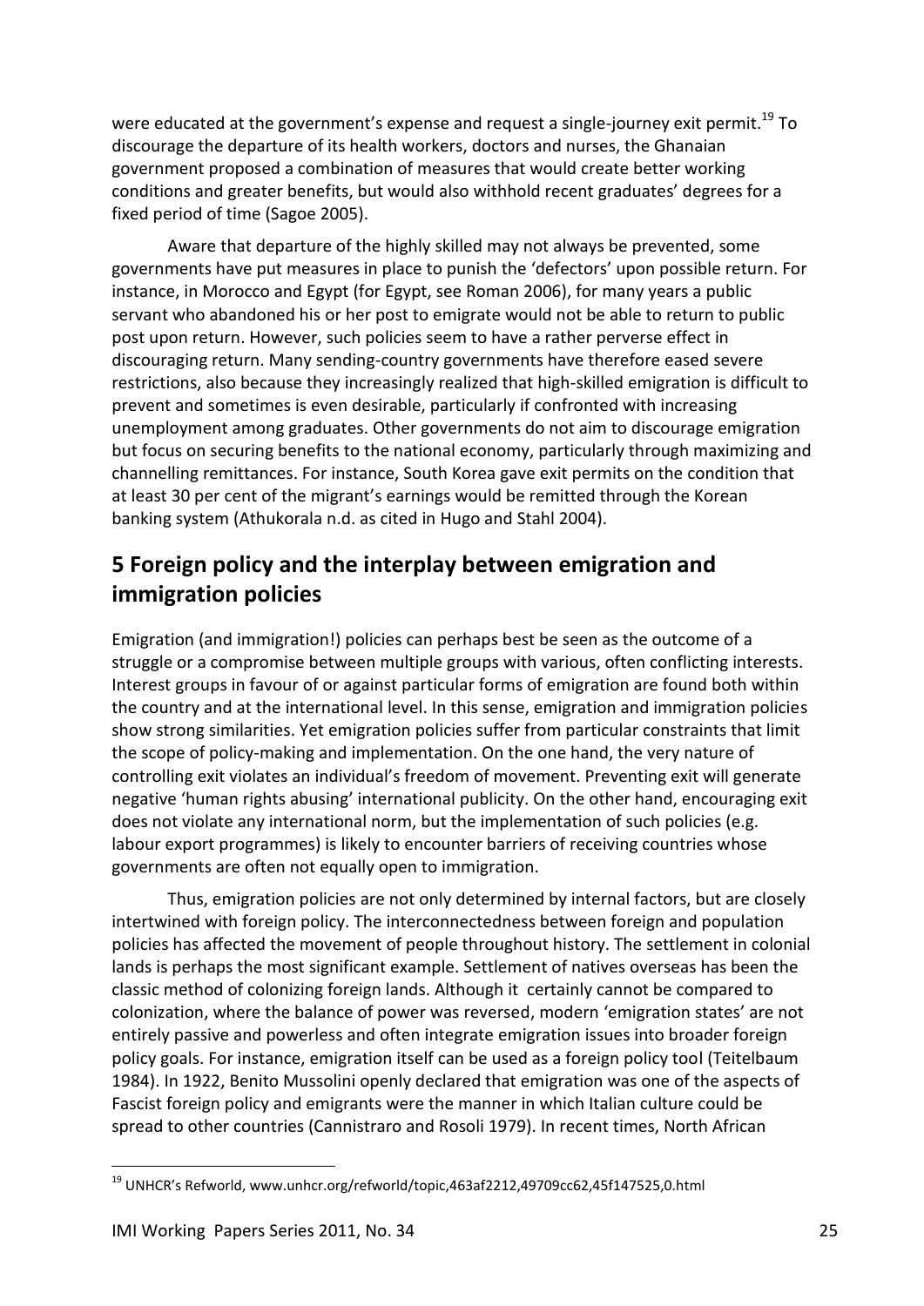were educated at the government's expense and request a single-journey exit permit.[19] To discourage the departure of its health workers, doctors and nurses, the Ghanaian government proposed a combination of measures that would create better working conditions and greater benefits, but would also withhold recent graduates' degrees for a fixed period of time (Sagoe 2005).

Aware that departure of the highly skilled may not always be prevented, some governments have put measures in place to punish the 'defectors' upon possible return. For instance, in Morocco and Egypt (for Egypt, see Roman 2006), for many years a public servant who abandoned his or her post to emigrate would not be able to return to public post upon return. However, such policies seem to have a rather perverse effect in discouraging return. Many sending-country governments have therefore eased severe restrictions, also because they increasingly realized that high-skilled emigration is difficult to prevent and sometimes is even desirable, particularly if confronted with increasing unemployment among graduates. Other governments do not aim to discourage emigration but focus on securing benefits to the national economy, particularly through maximizing and channelling remittances. For instance, South Korea gave exit permits on the condition that at least 30 per cent of the migrant's earnings would be remitted through the Korean banking system (Athukorala n.d. as cited in Hugo and Stahl 2004).

## 5 Foreign policy and the interplay between emigration and immigration policies

Emigration (and immigration!) policies can perhaps best be seen as the outcome of a struggle or a compromise between multiple groups with various, often conflicting interests. Interest groups in favour of or against particular forms of emigration are found both within the country and at the international level. In this sense, emigration and immigration policies show strong similarities. Yet emigration policies suffer from particular constraints that limit the scope of policy-making and implementation. On the one hand, the very nature of controlling exit violates an individual's freedom of movement. Preventing exit will generate negative 'human rights abusing' international publicity. On the other hand, encouraging exit does not violate any international norm, but the implementation of such policies (e.g. labour export programmes) is likely to encounter barriers of receiving countries whose governments are often not equally open to immigration.

Thus, emigration policies are not only determined by internal factors, but are closely intertwined with foreign policy. The interconnectedness between foreign and population policies has affected the movement of people throughout history. The settlement in colonial lands is perhaps the most significant example. Settlement of natives overseas has been the classic method of colonizing foreign lands. Although it certainly cannot be compared to colonization, where the balance of power was reversed, modern 'emigration states' are not entirely passive and powerless and often integrate emigration issues into broader foreign policy goals. For instance, emigration itself can be used as a foreign policy tool (Teitelbaum 1984). In 1922, Benito Mussolini openly declared that emigration was one of the aspects of Fascist foreign policy and emigrants were the manner in which Italian culture could be spread to other countries (Cannistraro and Rosoli 1979). In recent times, North African

[19] UNHCR's Refworld, www.unhcr.org/refworld/topic,463af2212,49709cc62,45f147525,0.html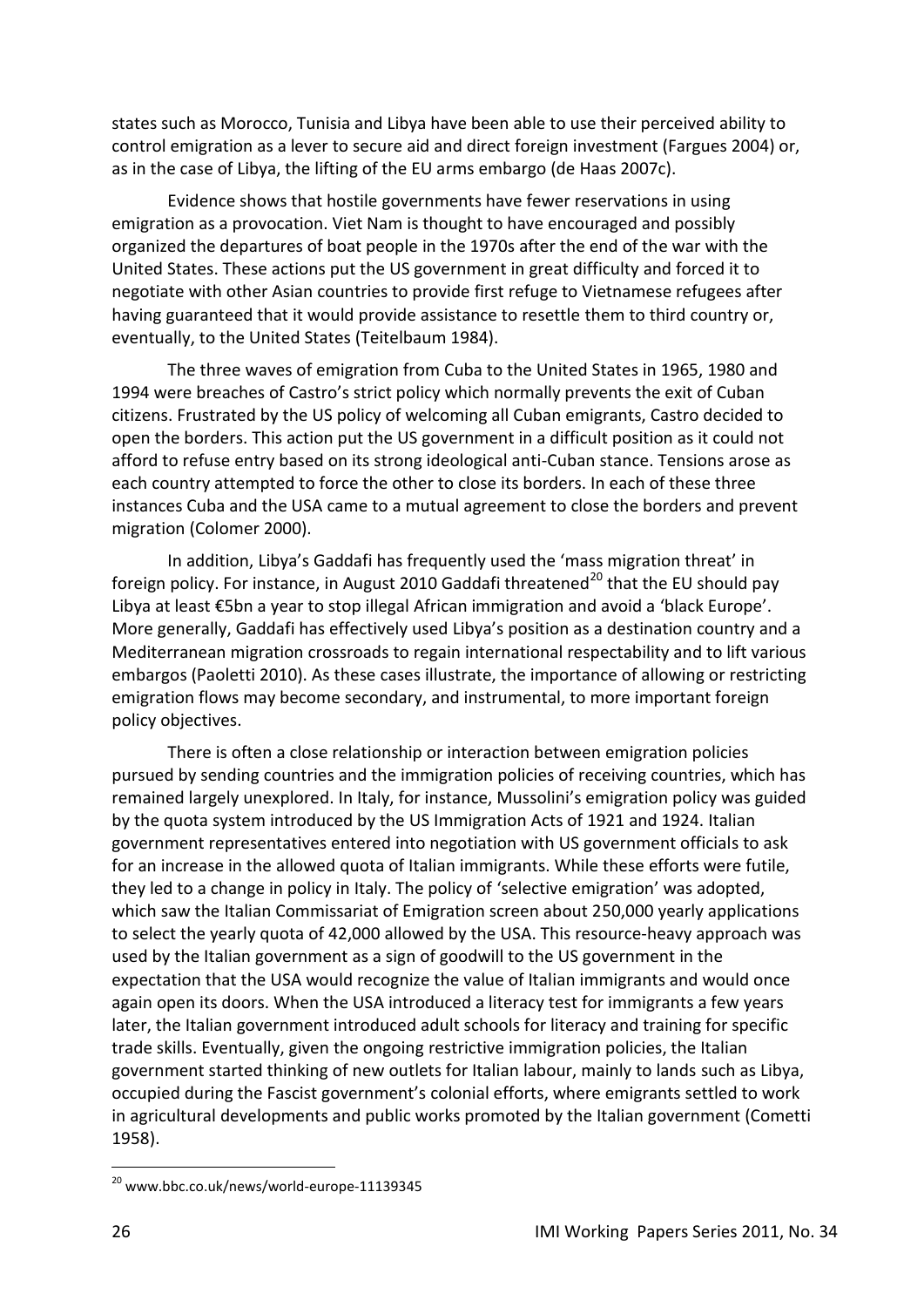states such as Morocco, Tunisia and Libya have been able to use their perceived ability to control emigration as a lever to secure aid and direct foreign investment (Fargues 2004) or, as in the case of Libya, the lifting of the EU arms embargo (de Haas 2007c).

Evidence shows that hostile governments have fewer reservations in using emigration as a provocation. Viet Nam is thought to have encouraged and possibly organized the departures of boat people in the 1970s after the end of the war with the United States. These actions put the US government in great difficulty and forced it to negotiate with other Asian countries to provide first refuge to Vietnamese refugees after having guaranteed that it would provide assistance to resettle them to third country or, eventually, to the United States (Teitelbaum 1984).

The three waves of emigration from Cuba to the United States in 1965, 1980 and 1994 were breaches of Castro's strict policy which normally prevents the exit of Cuban citizens. Frustrated by the US policy of welcoming all Cuban emigrants, Castro decided to open the borders. This action put the US government in a difficult position as it could not afford to refuse entry based on its strong ideological anti-Cuban stance. Tensions arose as each country attempted to force the other to close its borders. In each of these three instances Cuba and the USA came to a mutual agreement to close the borders and prevent migration (Colomer 2000).

In addition, Libya's Gaddafi has frequently used the 'mass migration threat' in foreign policy. For instance, in August 2010 Gaddafi threatened[20] that the EU should pay Libya at least €5bn a year to stop illegal African immigration and avoid a 'black Europe'. More generally, Gaddafi has effectively used Libya's position as a destination country and a Mediterranean migration crossroads to regain international respectability and to lift various embargos (Paoletti 2010). As these cases illustrate, the importance of allowing or restricting emigration flows may become secondary, and instrumental, to more important foreign policy objectives.

There is often a close relationship or interaction between emigration policies pursued by sending countries and the immigration policies of receiving countries, which has remained largely unexplored. In Italy, for instance, Mussolini's emigration policy was guided by the quota system introduced by the US Immigration Acts of 1921 and 1924. Italian government representatives entered into negotiation with US government officials to ask for an increase in the allowed quota of Italian immigrants. While these efforts were futile, they led to a change in policy in Italy. The policy of 'selective emigration' was adopted, which saw the Italian Commissariat of Emigration screen about 250,000 yearly applications to select the yearly quota of 42,000 allowed by the USA. This resource-heavy approach was used by the Italian government as a sign of goodwill to the US government in the expectation that the USA would recognize the value of Italian immigrants and would once again open its doors. When the USA introduced a literacy test for immigrants a few years later, the Italian government introduced adult schools for literacy and training for specific trade skills. Eventually, given the ongoing restrictive immigration policies, the Italian government started thinking of new outlets for Italian labour, mainly to lands such as Libya, occupied during the Fascist government's colonial efforts, where emigrants settled to work in agricultural developments and public works promoted by the Italian government (Cometti 1958).

[20] www.bbc.co.uk/news/world-europe-11139345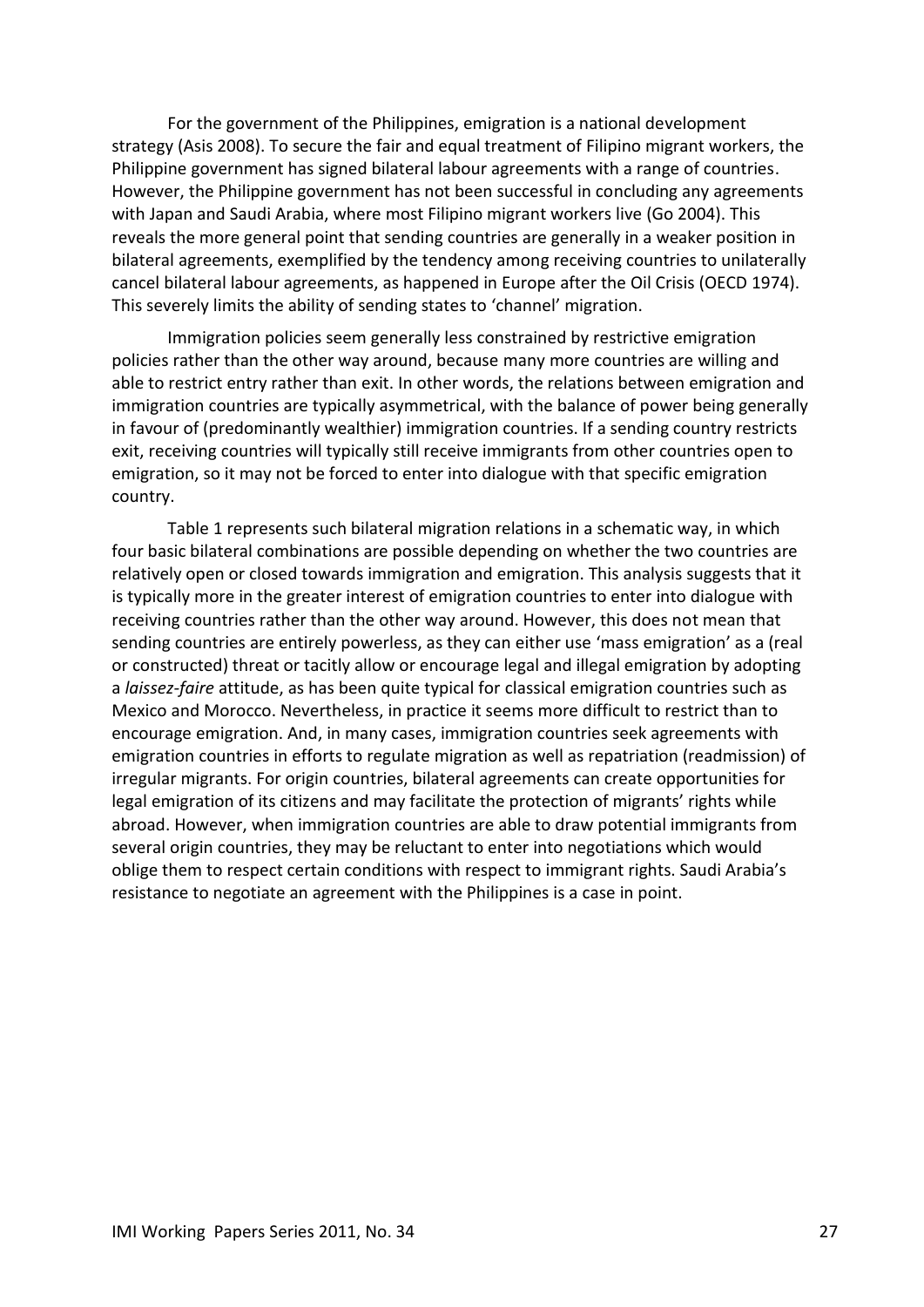For the government of the Philippines, emigration is a national development strategy (Asis 2008). To secure the fair and equal treatment of Filipino migrant workers, the Philippine government has signed bilateral labour agreements with a range of countries. However, the Philippine government has not been successful in concluding any agreements with Japan and Saudi Arabia, where most Filipino migrant workers live (Go 2004). This reveals the more general point that sending countries are generally in a weaker position in bilateral agreements, exemplified by the tendency among receiving countries to unilaterally cancel bilateral labour agreements, as happened in Europe after the Oil Crisis (OECD 1974). This severely limits the ability of sending states to 'channel' migration.

Immigration policies seem generally less constrained by restrictive emigration policies rather than the other way around, because many more countries are willing and able to restrict entry rather than exit. In other words, the relations between emigration and immigration countries are typically asymmetrical, with the balance of power being generally in favour of (predominantly wealthier) immigration countries. If a sending country restricts exit, receiving countries will typically still receive immigrants from other countries open to emigration, so it may not be forced to enter into dialogue with that specific emigration country.

Table 1 represents such bilateral migration relations in a schematic way, in which four basic bilateral combinations are possible depending on whether the two countries are relatively open or closed towards immigration and emigration. This analysis suggests that it is typically more in the greater interest of emigration countries to enter into dialogue with receiving countries rather than the other way around. However, this does not mean that sending countries are entirely powerless, as they can either use 'mass emigration' as a (real or constructed) threat or tacitly allow or encourage legal and illegal emigration by adopting a *laissez-faire* attitude, as has been quite typical for classical emigration countries such as Mexico and Morocco. Nevertheless, in practice it seems more difficult to restrict than to encourage emigration. And, in many cases, immigration countries seek agreements with emigration countries in efforts to regulate migration as well as repatriation (readmission) of irregular migrants. For origin countries, bilateral agreements can create opportunities for legal emigration of its citizens and may facilitate the protection of migrants' rights while abroad. However, when immigration countries are able to draw potential immigrants from several origin countries, they may be reluctant to enter into negotiations which would oblige them to respect certain conditions with respect to immigrant rights. Saudi Arabia's resistance to negotiate an agreement with the Philippines is a case in point.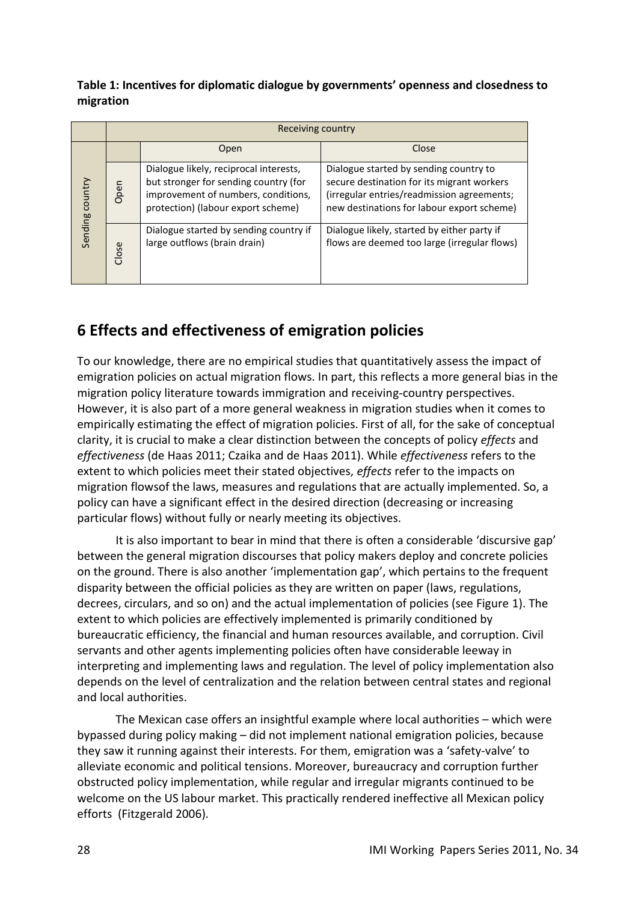**Table 1: Incentives for diplomatic dialogue by governments' openness and closedness to migration**

| | | Receiving country | |
|---|---|---|---|
| | | Open | Close |
| Sending country | Open | Dialogue likely, reciprocal interests, but stronger for sending country (for improvement of numbers, conditions, protection) (labour export scheme) | Dialogue started by sending country to secure destination for its migrant workers (irregular entries/readmission agreements; new destinations for labour export scheme) |
| | Close | Dialogue started by sending country if large outflows (brain drain) | Dialogue likely, started by either party if flows are deemed too large (irregular flows) |

## 6 Effects and effectiveness of emigration policies

To our knowledge, there are no empirical studies that quantitatively assess the impact of emigration policies on actual migration flows. In part, this reflects a more general bias in the migration policy literature towards immigration and receiving-country perspectives. However, it is also part of a more general weakness in migration studies when it comes to empirically estimating the effect of migration policies. First of all, for the sake of conceptual clarity, it is crucial to make a clear distinction between the concepts of policy *effects* and *effectiveness* (de Haas 2011; Czaika and de Haas 2011). While *effectiveness* refers to the extent to which policies meet their stated objectives, *effects* refer to the impacts on migration flowsof the laws, measures and regulations that are actually implemented. So, a policy can have a significant effect in the desired direction (decreasing or increasing particular flows) without fully or nearly meeting its objectives.

It is also important to bear in mind that there is often a considerable 'discursive gap' between the general migration discourses that policy makers deploy and concrete policies on the ground. There is also another 'implementation gap', which pertains to the frequent disparity between the official policies as they are written on paper (laws, regulations, decrees, circulars, and so on) and the actual implementation of policies (see Figure 1). The extent to which policies are effectively implemented is primarily conditioned by bureaucratic efficiency, the financial and human resources available, and corruption. Civil servants and other agents implementing policies often have considerable leeway in interpreting and implementing laws and regulation. The level of policy implementation also depends on the level of centralization and the relation between central states and regional and local authorities.

The Mexican case offers an insightful example where local authorities – which were bypassed during policy making – did not implement national emigration policies, because they saw it running against their interests. For them, emigration was a 'safety-valve' to alleviate economic and political tensions. Moreover, bureaucracy and corruption further obstructed policy implementation, while regular and irregular migrants continued to be welcome on the US labour market. This practically rendered ineffective all Mexican policy efforts (Fitzgerald 2006).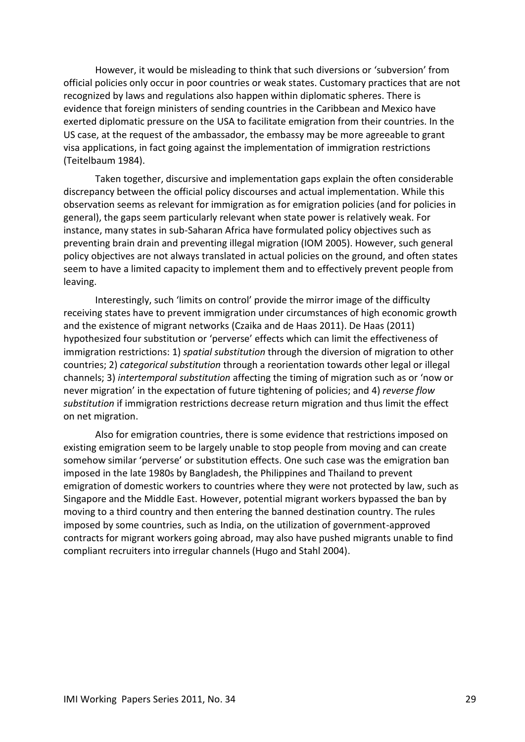However, it would be misleading to think that such diversions or 'subversion' from official policies only occur in poor countries or weak states. Customary practices that are not recognized by laws and regulations also happen within diplomatic spheres. There is evidence that foreign ministers of sending countries in the Caribbean and Mexico have exerted diplomatic pressure on the USA to facilitate emigration from their countries. In the US case, at the request of the ambassador, the embassy may be more agreeable to grant visa applications, in fact going against the implementation of immigration restrictions (Teitelbaum 1984).

Taken together, discursive and implementation gaps explain the often considerable discrepancy between the official policy discourses and actual implementation. While this observation seems as relevant for immigration as for emigration policies (and for policies in general), the gaps seem particularly relevant when state power is relatively weak. For instance, many states in sub-Saharan Africa have formulated policy objectives such as preventing brain drain and preventing illegal migration (IOM 2005). However, such general policy objectives are not always translated in actual policies on the ground, and often states seem to have a limited capacity to implement them and to effectively prevent people from leaving.

Interestingly, such 'limits on control' provide the mirror image of the difficulty receiving states have to prevent immigration under circumstances of high economic growth and the existence of migrant networks (Czaika and de Haas 2011). De Haas (2011) hypothesized four substitution or 'perverse' effects which can limit the effectiveness of immigration restrictions: 1) *spatial substitution* through the diversion of migration to other countries; 2) *categorical substitution* through a reorientation towards other legal or illegal channels; 3) *intertemporal substitution* affecting the timing of migration such as or 'now or never migration' in the expectation of future tightening of policies; and 4) *reverse flow substitution* if immigration restrictions decrease return migration and thus limit the effect on net migration.

Also for emigration countries, there is some evidence that restrictions imposed on existing emigration seem to be largely unable to stop people from moving and can create somehow similar 'perverse' or substitution effects. One such case was the emigration ban imposed in the late 1980s by Bangladesh, the Philippines and Thailand to prevent emigration of domestic workers to countries where they were not protected by law, such as Singapore and the Middle East. However, potential migrant workers bypassed the ban by moving to a third country and then entering the banned destination country. The rules imposed by some countries, such as India, on the utilization of government-approved contracts for migrant workers going abroad, may also have pushed migrants unable to find compliant recruiters into irregular channels (Hugo and Stahl 2004).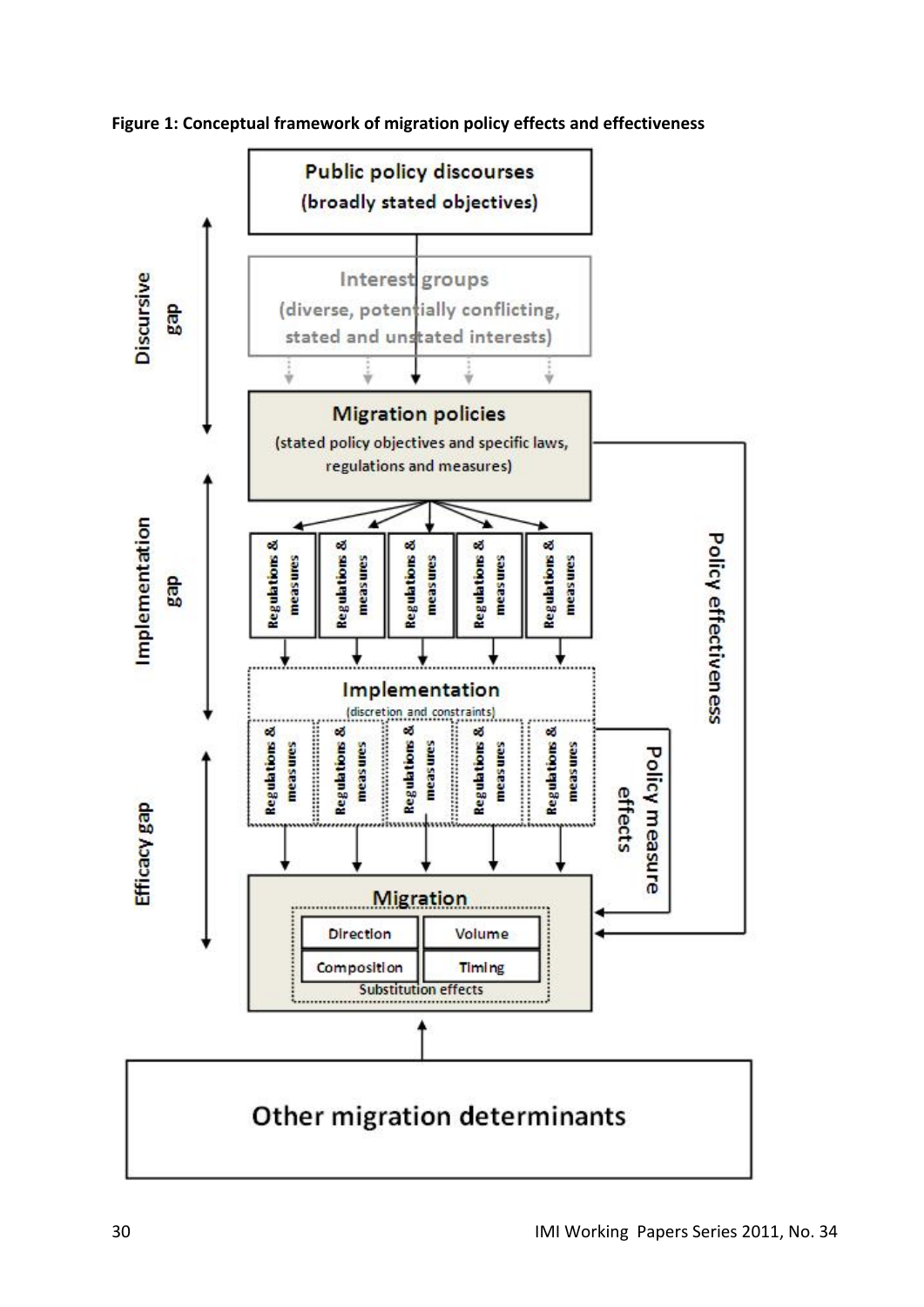**Figure 1: Conceptual framework of migration policy effects and effectiveness**

Public policy discourses
(broadly stated objectives)

Interest groups
(diverse, potentially conflicting, stated and unstated interests)

Migration policies
(stated policy objectives and specific laws, regulations and measures)

Regulations & measures | Regulations & measures | Regulations & measures | Regulations & measures | Regulations & measures

Implementation
(discretion and constraints)

Regulations & measures | Regulations & measures | Regulations & measures | Regulations & measures | Regulations & measures

Migration
- Direction
- Volume
- Composition
- Timing

Substitution effects

Other migration determinants

Discursive gap

Implementation gap

Efficacy gap

Policy effectiveness

Policy measure effects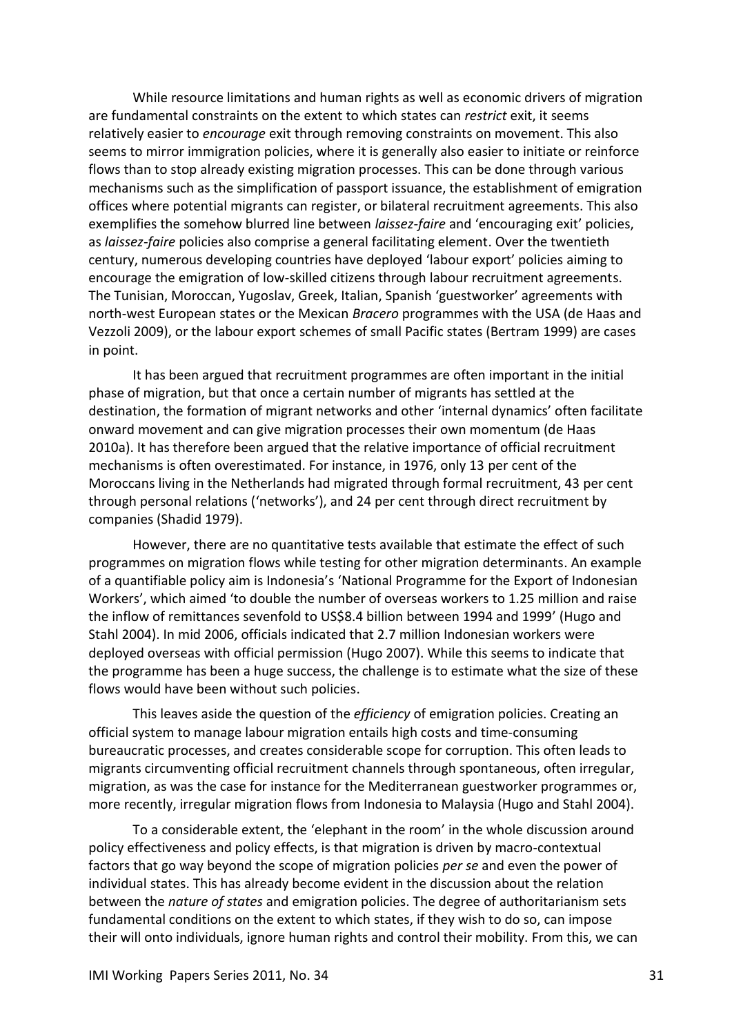While resource limitations and human rights as well as economic drivers of migration are fundamental constraints on the extent to which states can *restrict* exit, it seems relatively easier to *encourage* exit through removing constraints on movement. This also seems to mirror immigration policies, where it is generally also easier to initiate or reinforce flows than to stop already existing migration processes. This can be done through various mechanisms such as the simplification of passport issuance, the establishment of emigration offices where potential migrants can register, or bilateral recruitment agreements. This also exemplifies the somehow blurred line between *laissez-faire* and 'encouraging exit' policies, as *laissez-faire* policies also comprise a general facilitating element. Over the twentieth century, numerous developing countries have deployed 'labour export' policies aiming to encourage the emigration of low-skilled citizens through labour recruitment agreements. The Tunisian, Moroccan, Yugoslav, Greek, Italian, Spanish 'guestworker' agreements with north-west European states or the Mexican *Bracero* programmes with the USA (de Haas and Vezzoli 2009), or the labour export schemes of small Pacific states (Bertram 1999) are cases in point.

It has been argued that recruitment programmes are often important in the initial phase of migration, but that once a certain number of migrants has settled at the destination, the formation of migrant networks and other 'internal dynamics' often facilitate onward movement and can give migration processes their own momentum (de Haas 2010a). It has therefore been argued that the relative importance of official recruitment mechanisms is often overestimated. For instance, in 1976, only 13 per cent of the Moroccans living in the Netherlands had migrated through formal recruitment, 43 per cent through personal relations ('networks'), and 24 per cent through direct recruitment by companies (Shadid 1979).

However, there are no quantitative tests available that estimate the effect of such programmes on migration flows while testing for other migration determinants. An example of a quantifiable policy aim is Indonesia's 'National Programme for the Export of Indonesian Workers', which aimed 'to double the number of overseas workers to 1.25 million and raise the inflow of remittances sevenfold to US$8.4 billion between 1994 and 1999' (Hugo and Stahl 2004). In mid 2006, officials indicated that 2.7 million Indonesian workers were deployed overseas with official permission (Hugo 2007). While this seems to indicate that the programme has been a huge success, the challenge is to estimate what the size of these flows would have been without such policies.

This leaves aside the question of the *efficiency* of emigration policies. Creating an official system to manage labour migration entails high costs and time-consuming bureaucratic processes, and creates considerable scope for corruption. This often leads to migrants circumventing official recruitment channels through spontaneous, often irregular, migration, as was the case for instance for the Mediterranean guestworker programmes or, more recently, irregular migration flows from Indonesia to Malaysia (Hugo and Stahl 2004).

To a considerable extent, the 'elephant in the room' in the whole discussion around policy effectiveness and policy effects, is that migration is driven by macro-contextual factors that go way beyond the scope of migration policies *per se* and even the power of individual states. This has already become evident in the discussion about the relation between the *nature of states* and emigration policies. The degree of authoritarianism sets fundamental conditions on the extent to which states, if they wish to do so, can impose their will onto individuals, ignore human rights and control their mobility. From this, we can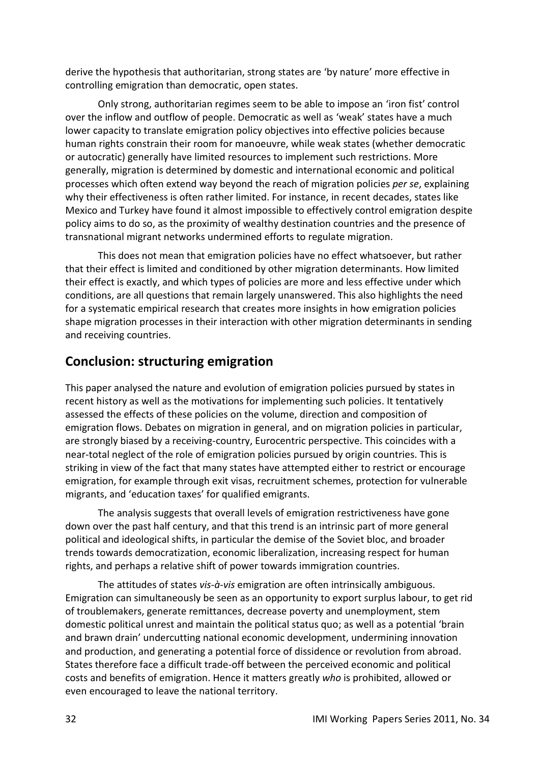derive the hypothesis that authoritarian, strong states are 'by nature' more effective in controlling emigration than democratic, open states.

Only strong, authoritarian regimes seem to be able to impose an 'iron fist' control over the inflow and outflow of people. Democratic as well as 'weak' states have a much lower capacity to translate emigration policy objectives into effective policies because human rights constrain their room for manoeuvre, while weak states (whether democratic or autocratic) generally have limited resources to implement such restrictions. More generally, migration is determined by domestic and international economic and political processes which often extend way beyond the reach of migration policies *per se*, explaining why their effectiveness is often rather limited. For instance, in recent decades, states like Mexico and Turkey have found it almost impossible to effectively control emigration despite policy aims to do so, as the proximity of wealthy destination countries and the presence of transnational migrant networks undermined efforts to regulate migration.

This does not mean that emigration policies have no effect whatsoever, but rather that their effect is limited and conditioned by other migration determinants. How limited their effect is exactly, and which types of policies are more and less effective under which conditions, are all questions that remain largely unanswered. This also highlights the need for a systematic empirical research that creates more insights in how emigration policies shape migration processes in their interaction with other migration determinants in sending and receiving countries.

## Conclusion: structuring emigration

This paper analysed the nature and evolution of emigration policies pursued by states in recent history as well as the motivations for implementing such policies. It tentatively assessed the effects of these policies on the volume, direction and composition of emigration flows. Debates on migration in general, and on migration policies in particular, are strongly biased by a receiving-country, Eurocentric perspective. This coincides with a near-total neglect of the role of emigration policies pursued by origin countries. This is striking in view of the fact that many states have attempted either to restrict or encourage emigration, for example through exit visas, recruitment schemes, protection for vulnerable migrants, and 'education taxes' for qualified emigrants.

The analysis suggests that overall levels of emigration restrictiveness have gone down over the past half century, and that this trend is an intrinsic part of more general political and ideological shifts, in particular the demise of the Soviet bloc, and broader trends towards democratization, economic liberalization, increasing respect for human rights, and perhaps a relative shift of power towards immigration countries.

The attitudes of states *vis-à-vis* emigration are often intrinsically ambiguous. Emigration can simultaneously be seen as an opportunity to export surplus labour, to get rid of troublemakers, generate remittances, decrease poverty and unemployment, stem domestic political unrest and maintain the political status quo; as well as a potential 'brain and brawn drain' undercutting national economic development, undermining innovation and production, and generating a potential force of dissidence or revolution from abroad. States therefore face a difficult trade-off between the perceived economic and political costs and benefits of emigration. Hence it matters greatly *who* is prohibited, allowed or even encouraged to leave the national territory.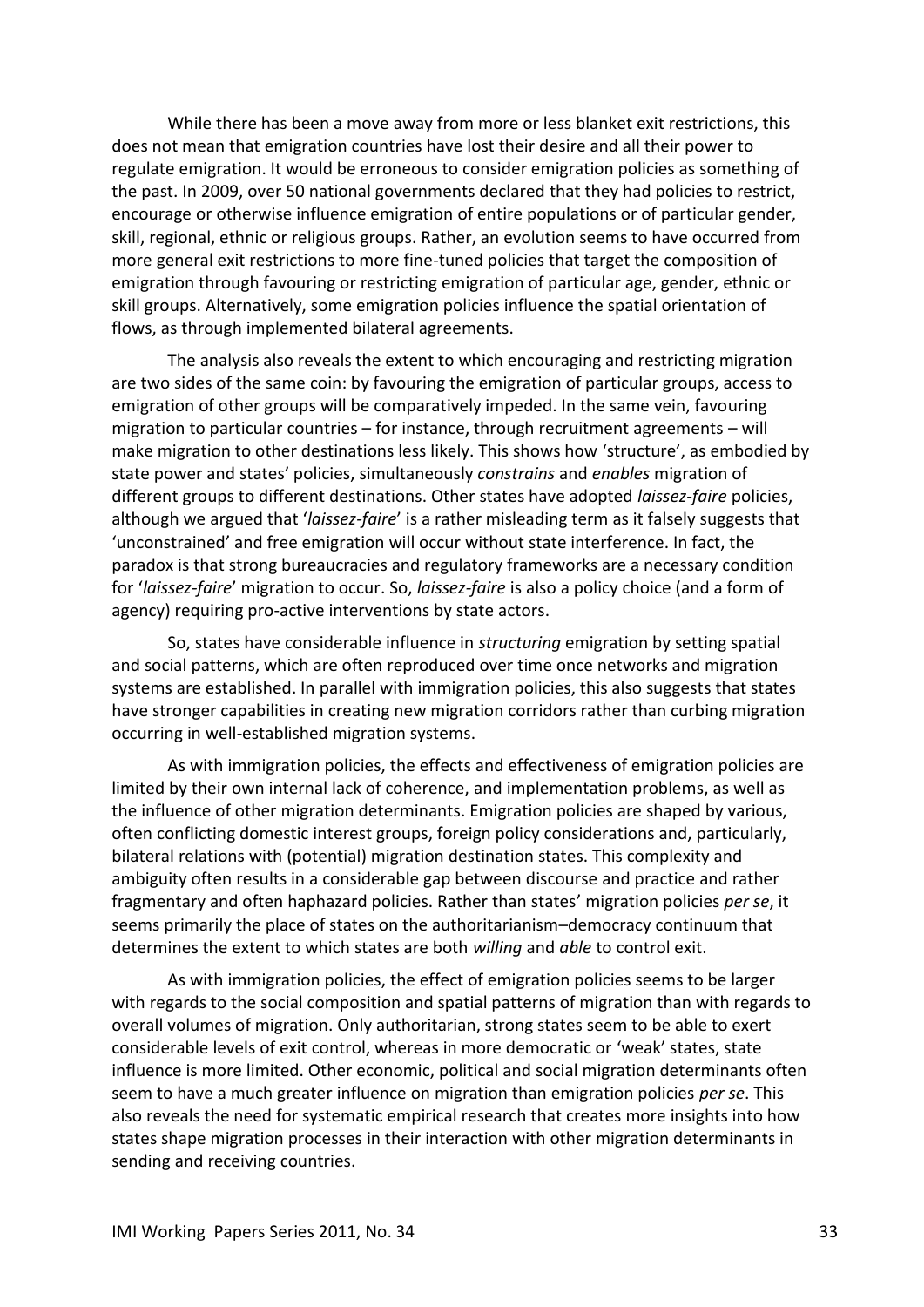While there has been a move away from more or less blanket exit restrictions, this does not mean that emigration countries have lost their desire and all their power to regulate emigration. It would be erroneous to consider emigration policies as something of the past. In 2009, over 50 national governments declared that they had policies to restrict, encourage or otherwise influence emigration of entire populations or of particular gender, skill, regional, ethnic or religious groups. Rather, an evolution seems to have occurred from more general exit restrictions to more fine-tuned policies that target the composition of emigration through favouring or restricting emigration of particular age, gender, ethnic or skill groups. Alternatively, some emigration policies influence the spatial orientation of flows, as through implemented bilateral agreements.

The analysis also reveals the extent to which encouraging and restricting migration are two sides of the same coin: by favouring the emigration of particular groups, access to emigration of other groups will be comparatively impeded. In the same vein, favouring migration to particular countries – for instance, through recruitment agreements – will make migration to other destinations less likely. This shows how 'structure', as embodied by state power and states' policies, simultaneously *constrains* and *enables* migration of different groups to different destinations. Other states have adopted *laissez-faire* policies, although we argued that '*laissez-faire*' is a rather misleading term as it falsely suggests that 'unconstrained' and free emigration will occur without state interference. In fact, the paradox is that strong bureaucracies and regulatory frameworks are a necessary condition for '*laissez-faire*' migration to occur. So, *laissez-faire* is also a policy choice (and a form of agency) requiring pro-active interventions by state actors.

So, states have considerable influence in *structuring* emigration by setting spatial and social patterns, which are often reproduced over time once networks and migration systems are established. In parallel with immigration policies, this also suggests that states have stronger capabilities in creating new migration corridors rather than curbing migration occurring in well-established migration systems.

As with immigration policies, the effects and effectiveness of emigration policies are limited by their own internal lack of coherence, and implementation problems, as well as the influence of other migration determinants. Emigration policies are shaped by various, often conflicting domestic interest groups, foreign policy considerations and, particularly, bilateral relations with (potential) migration destination states. This complexity and ambiguity often results in a considerable gap between discourse and practice and rather fragmentary and often haphazard policies. Rather than states' migration policies *per se*, it seems primarily the place of states on the authoritarianism–democracy continuum that determines the extent to which states are both *willing* and *able* to control exit.

As with immigration policies, the effect of emigration policies seems to be larger with regards to the social composition and spatial patterns of migration than with regards to overall volumes of migration. Only authoritarian, strong states seem to be able to exert considerable levels of exit control, whereas in more democratic or 'weak' states, state influence is more limited. Other economic, political and social migration determinants often seem to have a much greater influence on migration than emigration policies *per se*. This also reveals the need for systematic empirical research that creates more insights into how states shape migration processes in their interaction with other migration determinants in sending and receiving countries.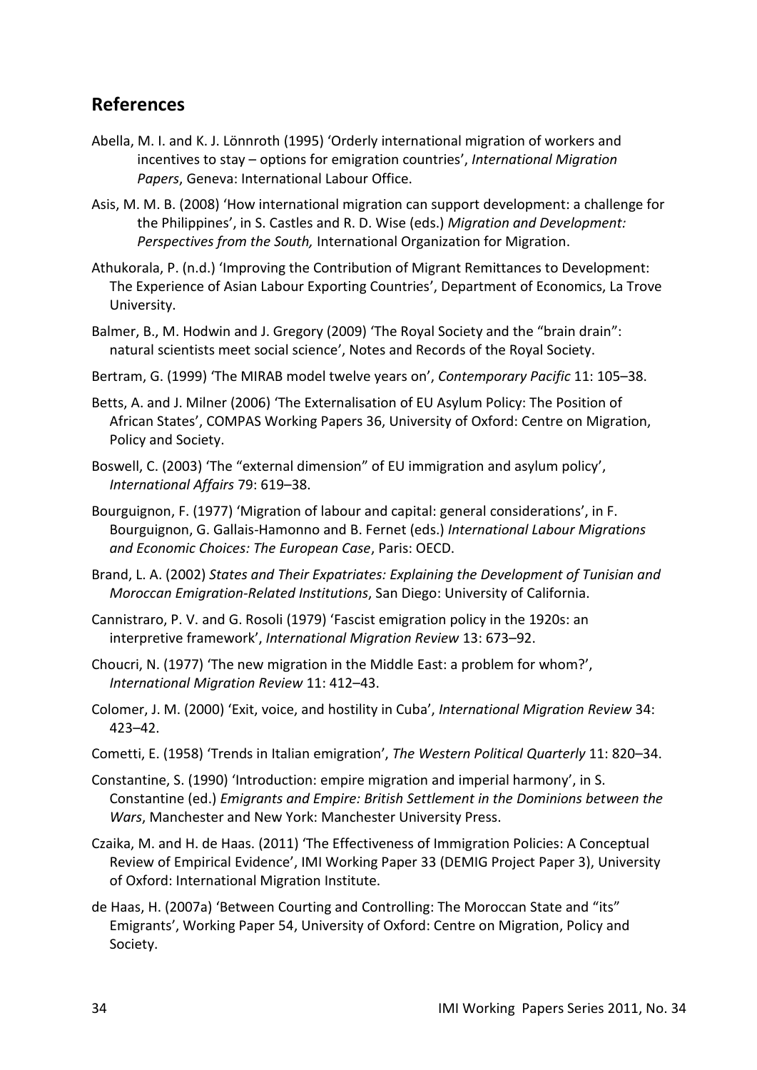## References

Abella, M. I. and K. J. Lönnroth (1995) 'Orderly international migration of workers and incentives to stay – options for emigration countries', *International Migration Papers*, Geneva: International Labour Office.

Asis, M. M. B. (2008) 'How international migration can support development: a challenge for the Philippines', in S. Castles and R. D. Wise (eds.) *Migration and Development: Perspectives from the South,* International Organization for Migration.

Athukorala, P. (n.d.) 'Improving the Contribution of Migrant Remittances to Development: The Experience of Asian Labour Exporting Countries', Department of Economics, La Trove University.

Balmer, B., M. Hodwin and J. Gregory (2009) 'The Royal Society and the "brain drain": natural scientists meet social science', Notes and Records of the Royal Society.

Bertram, G. (1999) 'The MIRAB model twelve years on', *Contemporary Pacific* 11: 105–38.

Betts, A. and J. Milner (2006) 'The Externalisation of EU Asylum Policy: The Position of African States', COMPAS Working Papers 36, University of Oxford: Centre on Migration, Policy and Society.

Boswell, C. (2003) 'The "external dimension" of EU immigration and asylum policy', *International Affairs* 79: 619–38.

Bourguignon, F. (1977) 'Migration of labour and capital: general considerations', in F. Bourguignon, G. Gallais-Hamonno and B. Fernet (eds.) *International Labour Migrations and Economic Choices: The European Case*, Paris: OECD.

Brand, L. A. (2002) *States and Their Expatriates: Explaining the Development of Tunisian and Moroccan Emigration-Related Institutions*, San Diego: University of California.

Cannistraro, P. V. and G. Rosoli (1979) 'Fascist emigration policy in the 1920s: an interpretive framework', *International Migration Review* 13: 673–92.

Choucri, N. (1977) 'The new migration in the Middle East: a problem for whom?', *International Migration Review* 11: 412–43.

Colomer, J. M. (2000) 'Exit, voice, and hostility in Cuba', *International Migration Review* 34: 423–42.

Cometti, E. (1958) 'Trends in Italian emigration', *The Western Political Quarterly* 11: 820–34.

Constantine, S. (1990) 'Introduction: empire migration and imperial harmony', in S. Constantine (ed.) *Emigrants and Empire: British Settlement in the Dominions between the Wars*, Manchester and New York: Manchester University Press.

Czaika, M. and H. de Haas. (2011) 'The Effectiveness of Immigration Policies: A Conceptual Review of Empirical Evidence', IMI Working Paper 33 (DEMIG Project Paper 3), University of Oxford: International Migration Institute.

de Haas, H. (2007a) 'Between Courting and Controlling: The Moroccan State and "its" Emigrants', Working Paper 54, University of Oxford: Centre on Migration, Policy and Society.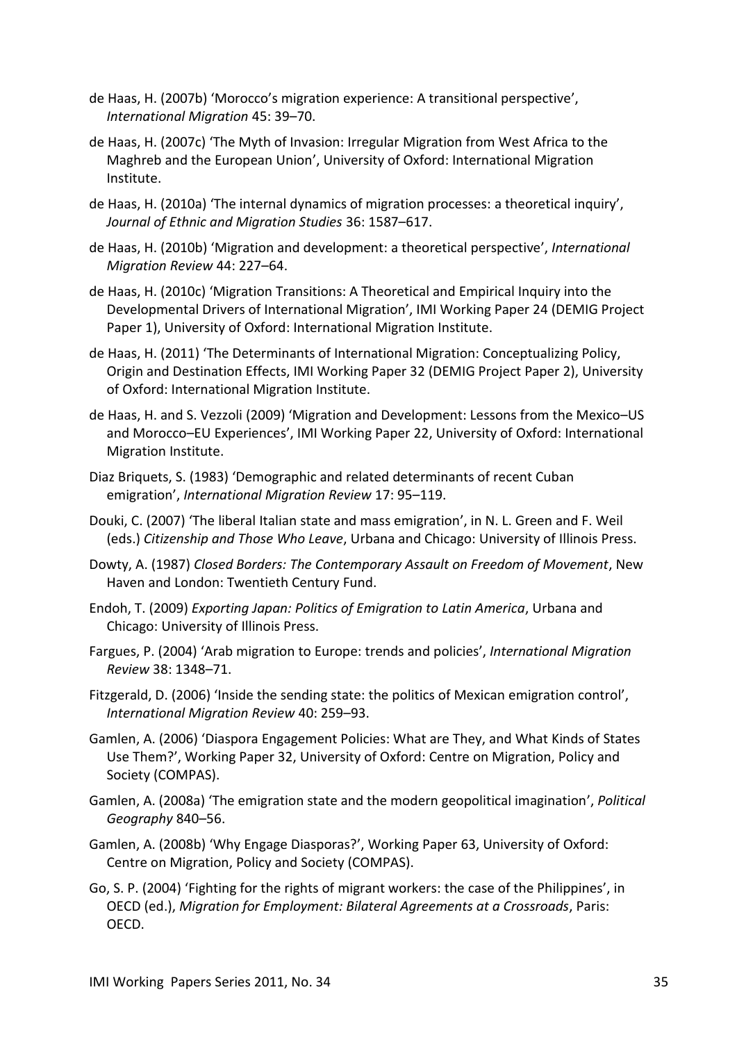de Haas, H. (2007b) 'Morocco's migration experience: A transitional perspective', *International Migration* 45: 39–70.

de Haas, H. (2007c) 'The Myth of Invasion: Irregular Migration from West Africa to the Maghreb and the European Union', University of Oxford: International Migration Institute.

de Haas, H. (2010a) 'The internal dynamics of migration processes: a theoretical inquiry', *Journal of Ethnic and Migration Studies* 36: 1587–617.

de Haas, H. (2010b) 'Migration and development: a theoretical perspective', *International Migration Review* 44: 227–64.

de Haas, H. (2010c) 'Migration Transitions: A Theoretical and Empirical Inquiry into the Developmental Drivers of International Migration', IMI Working Paper 24 (DEMIG Project Paper 1), University of Oxford: International Migration Institute.

de Haas, H. (2011) 'The Determinants of International Migration: Conceptualizing Policy, Origin and Destination Effects, IMI Working Paper 32 (DEMIG Project Paper 2), University of Oxford: International Migration Institute.

de Haas, H. and S. Vezzoli (2009) 'Migration and Development: Lessons from the Mexico–US and Morocco–EU Experiences', IMI Working Paper 22, University of Oxford: International Migration Institute.

Diaz Briquets, S. (1983) 'Demographic and related determinants of recent Cuban emigration', *International Migration Review* 17: 95–119.

Douki, C. (2007) 'The liberal Italian state and mass emigration', in N. L. Green and F. Weil (eds.) *Citizenship and Those Who Leave*, Urbana and Chicago: University of Illinois Press.

Dowty, A. (1987) *Closed Borders: The Contemporary Assault on Freedom of Movement*, New Haven and London: Twentieth Century Fund.

Endoh, T. (2009) *Exporting Japan: Politics of Emigration to Latin America*, Urbana and Chicago: University of Illinois Press.

Fargues, P. (2004) 'Arab migration to Europe: trends and policies', *International Migration Review* 38: 1348–71.

Fitzgerald, D. (2006) 'Inside the sending state: the politics of Mexican emigration control', *International Migration Review* 40: 259–93.

Gamlen, A. (2006) 'Diaspora Engagement Policies: What are They, and What Kinds of States Use Them?', Working Paper 32, University of Oxford: Centre on Migration, Policy and Society (COMPAS).

Gamlen, A. (2008a) 'The emigration state and the modern geopolitical imagination', *Political Geography* 840–56.

Gamlen, A. (2008b) 'Why Engage Diasporas?', Working Paper 63, University of Oxford: Centre on Migration, Policy and Society (COMPAS).

Go, S. P. (2004) 'Fighting for the rights of migrant workers: the case of the Philippines', in OECD (ed.), *Migration for Employment: Bilateral Agreements at a Crossroads*, Paris: OECD.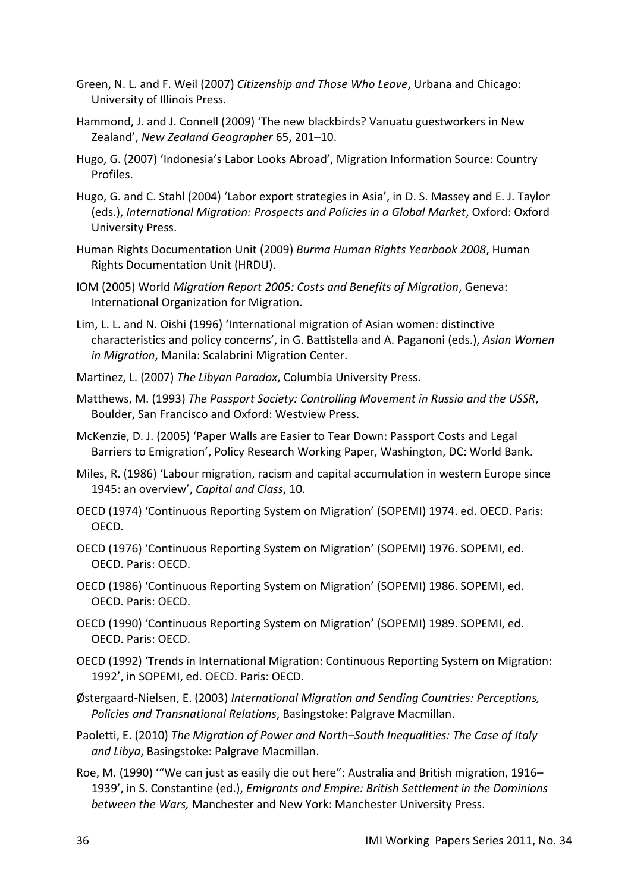Green, N. L. and F. Weil (2007) *Citizenship and Those Who Leave*, Urbana and Chicago: University of Illinois Press.

Hammond, J. and J. Connell (2009) 'The new blackbirds? Vanuatu guestworkers in New Zealand', *New Zealand Geographer* 65, 201–10.

Hugo, G. (2007) 'Indonesia's Labor Looks Abroad', Migration Information Source: Country Profiles.

Hugo, G. and C. Stahl (2004) 'Labor export strategies in Asia', in D. S. Massey and E. J. Taylor (eds.), *International Migration: Prospects and Policies in a Global Market*, Oxford: Oxford University Press.

Human Rights Documentation Unit (2009) *Burma Human Rights Yearbook 2008*, Human Rights Documentation Unit (HRDU).

IOM (2005) World *Migration Report 2005: Costs and Benefits of Migration*, Geneva: International Organization for Migration.

Lim, L. L. and N. Oishi (1996) 'International migration of Asian women: distinctive characteristics and policy concerns', in G. Battistella and A. Paganoni (eds.), *Asian Women in Migration*, Manila: Scalabrini Migration Center.

Martinez, L. (2007) *The Libyan Paradox*, Columbia University Press.

Matthews, M. (1993) *The Passport Society: Controlling Movement in Russia and the USSR*, Boulder, San Francisco and Oxford: Westview Press.

McKenzie, D. J. (2005) 'Paper Walls are Easier to Tear Down: Passport Costs and Legal Barriers to Emigration', Policy Research Working Paper, Washington, DC: World Bank.

Miles, R. (1986) 'Labour migration, racism and capital accumulation in western Europe since 1945: an overview', *Capital and Class*, 10.

OECD (1974) 'Continuous Reporting System on Migration' (SOPEMI) 1974. ed. OECD. Paris: OECD.

OECD (1976) 'Continuous Reporting System on Migration' (SOPEMI) 1976. SOPEMI, ed. OECD. Paris: OECD.

OECD (1986) 'Continuous Reporting System on Migration' (SOPEMI) 1986. SOPEMI, ed. OECD. Paris: OECD.

OECD (1990) 'Continuous Reporting System on Migration' (SOPEMI) 1989. SOPEMI, ed. OECD. Paris: OECD.

OECD (1992) 'Trends in International Migration: Continuous Reporting System on Migration: 1992', in SOPEMI, ed. OECD. Paris: OECD.

Østergaard-Nielsen, E. (2003) *International Migration and Sending Countries: Perceptions, Policies and Transnational Relations*, Basingstoke: Palgrave Macmillan.

Paoletti, E. (2010) *The Migration of Power and North–South Inequalities: The Case of Italy and Libya*, Basingstoke: Palgrave Macmillan.

Roe, M. (1990) '"We can just as easily die out here": Australia and British migration, 1916–1939', in S. Constantine (ed.), *Emigrants and Empire: British Settlement in the Dominions between the Wars,* Manchester and New York: Manchester University Press.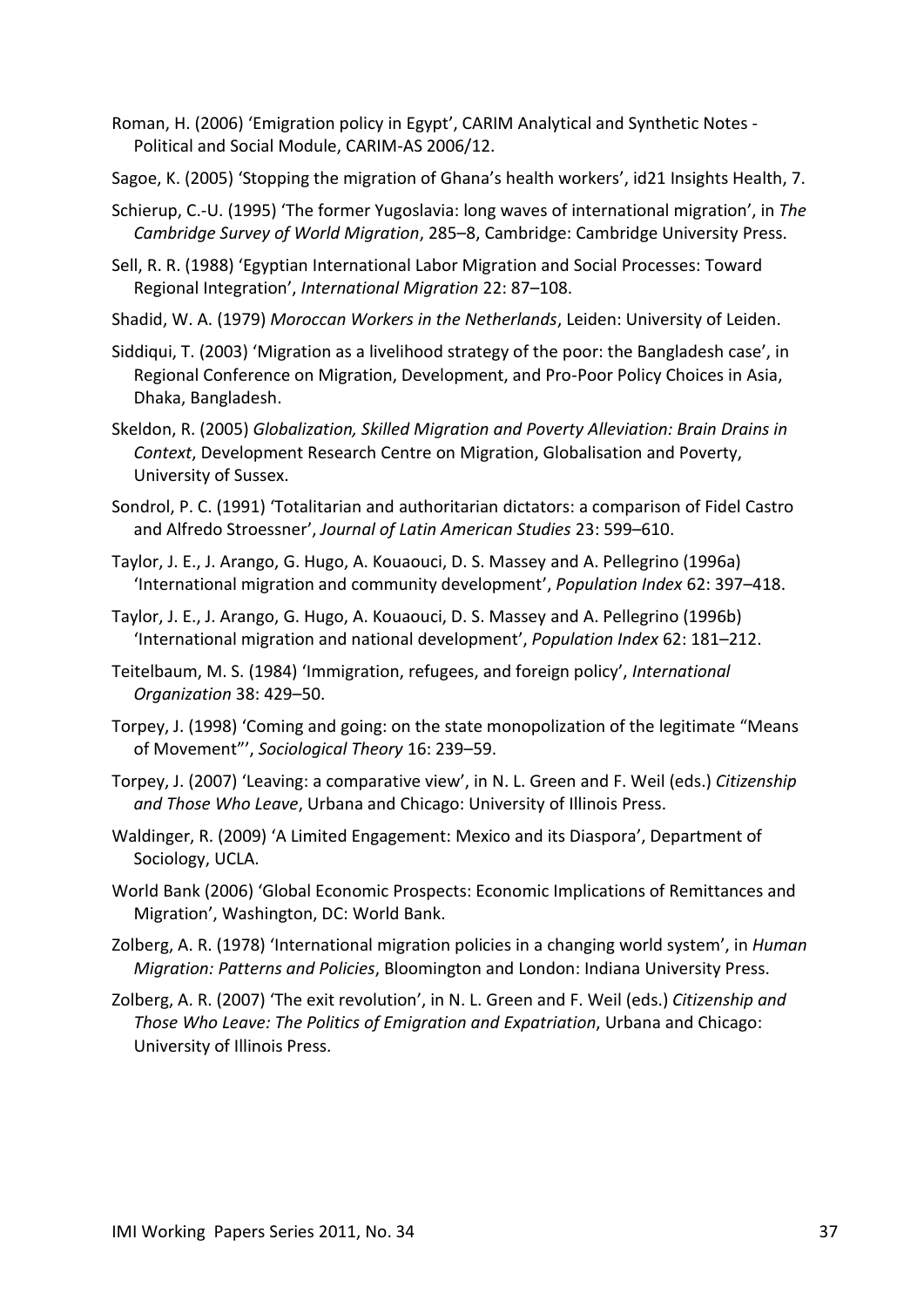Roman, H. (2006) 'Emigration policy in Egypt', CARIM Analytical and Synthetic Notes - Political and Social Module, CARIM-AS 2006/12.

Sagoe, K. (2005) 'Stopping the migration of Ghana's health workers', id21 Insights Health, 7.

Schierup, C.-U. (1995) 'The former Yugoslavia: long waves of international migration', in *The Cambridge Survey of World Migration*, 285–8, Cambridge: Cambridge University Press.

Sell, R. R. (1988) 'Egyptian International Labor Migration and Social Processes: Toward Regional Integration', *International Migration* 22: 87–108.

Shadid, W. A. (1979) *Moroccan Workers in the Netherlands*, Leiden: University of Leiden.

Siddiqui, T. (2003) 'Migration as a livelihood strategy of the poor: the Bangladesh case', in Regional Conference on Migration, Development, and Pro-Poor Policy Choices in Asia, Dhaka, Bangladesh.

Skeldon, R. (2005) *Globalization, Skilled Migration and Poverty Alleviation: Brain Drains in Context*, Development Research Centre on Migration, Globalisation and Poverty, University of Sussex.

Sondrol, P. C. (1991) 'Totalitarian and authoritarian dictators: a comparison of Fidel Castro and Alfredo Stroessner', *Journal of Latin American Studies* 23: 599–610.

Taylor, J. E., J. Arango, G. Hugo, A. Kouaouci, D. S. Massey and A. Pellegrino (1996a) 'International migration and community development', *Population Index* 62: 397–418.

Taylor, J. E., J. Arango, G. Hugo, A. Kouaouci, D. S. Massey and A. Pellegrino (1996b) 'International migration and national development', *Population Index* 62: 181–212.

Teitelbaum, M. S. (1984) 'Immigration, refugees, and foreign policy', *International Organization* 38: 429–50.

Torpey, J. (1998) 'Coming and going: on the state monopolization of the legitimate "Means of Movement"', *Sociological Theory* 16: 239–59.

Torpey, J. (2007) 'Leaving: a comparative view', in N. L. Green and F. Weil (eds.) *Citizenship and Those Who Leave*, Urbana and Chicago: University of Illinois Press.

Waldinger, R. (2009) 'A Limited Engagement: Mexico and its Diaspora', Department of Sociology, UCLA.

World Bank (2006) 'Global Economic Prospects: Economic Implications of Remittances and Migration', Washington, DC: World Bank.

Zolberg, A. R. (1978) 'International migration policies in a changing world system', in *Human Migration: Patterns and Policies*, Bloomington and London: Indiana University Press.

Zolberg, A. R. (2007) 'The exit revolution', in N. L. Green and F. Weil (eds.) *Citizenship and Those Who Leave: The Politics of Emigration and Expatriation*, Urbana and Chicago: University of Illinois Press.